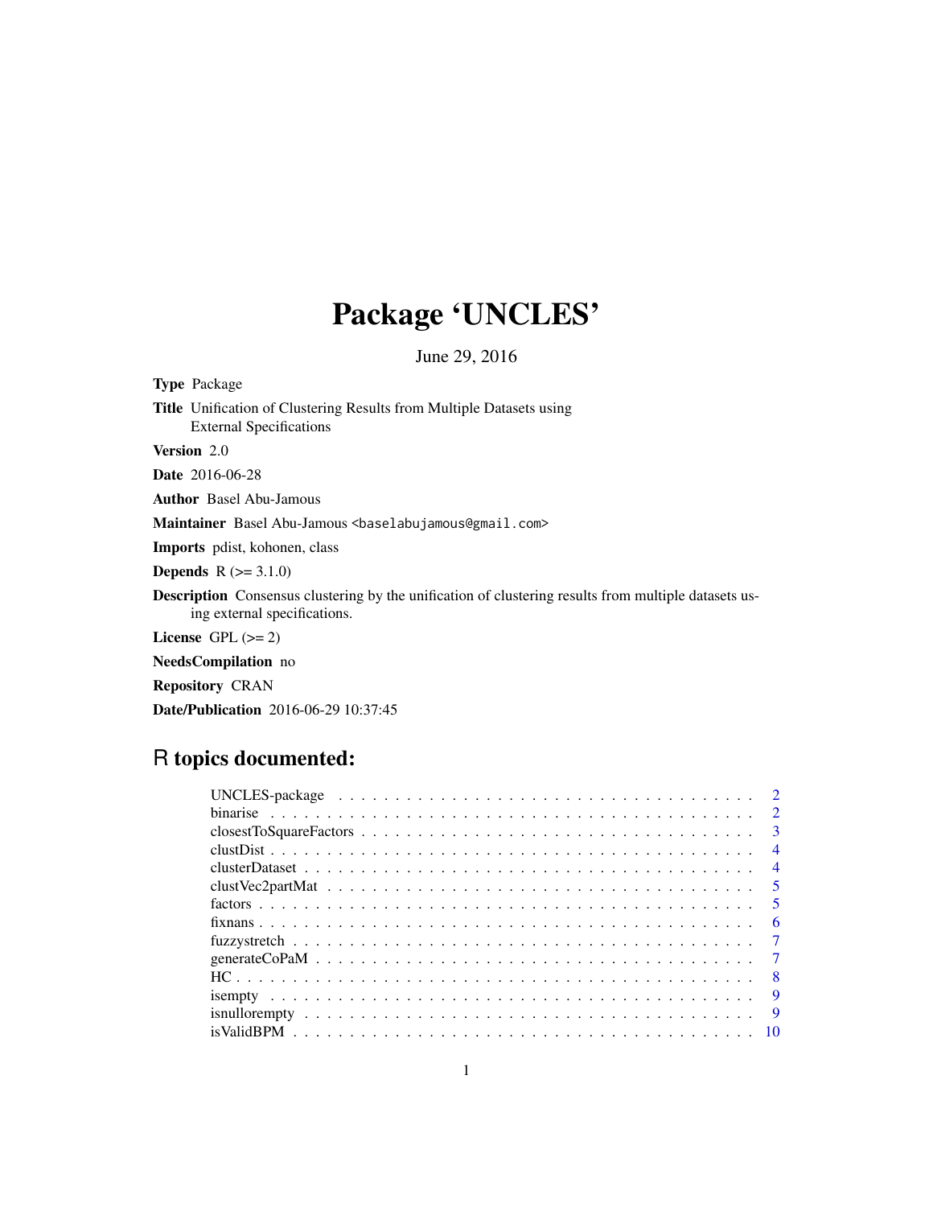# Package 'UNCLES'

June 29, 2016

**Type** Package

**Title** Unification of Clustering Results from Multiple Datasets using External Specifications

**Version** 2.0

**Date** 2016-06-28

**Author** Basel Abu-Jamous

**Maintainer** Basel Abu-Jamous <baselabujamous@gmail.com>

**Imports** pdist, kohonen, class

**Depends** R (>= 3.1.0)

**Description** Consensus clustering by the unification of clustering results from multiple datasets using external specifications.

**License** GPL (>= 2)

**NeedsCompilation** no

**Repository** CRAN

**Date/Publication** 2016-06-29 10:37:45

## R topics documented:

| | |
|---|---|
| UNCLES-package | 2 |
| binarise | 2 |
| closestToSquareFactors | 3 |
| clustDist | 4 |
| clusterDataset | 4 |
| clustVec2partMat | 5 |
| factors | 5 |
| fixnans | 6 |
| fuzzystretch | 7 |
| generateCoPaM | 7 |
| HC | 8 |
| isempty | 9 |
| isnullorempty | 9 |
| isValidBPM | 10 |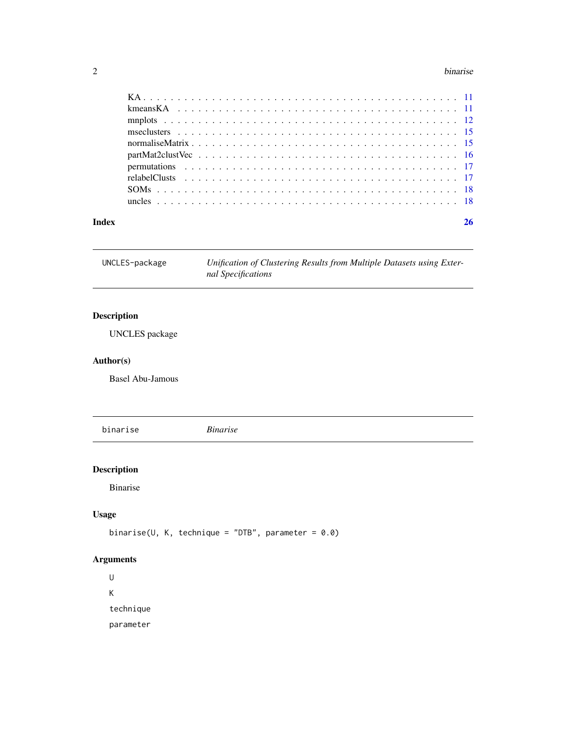KA . . . . . . . . . . . . . . . . . . . . . . . . . . . . . . . . . . . . . . . . . 11
kmeansKA . . . . . . . . . . . . . . . . . . . . . . . . . . . . . . . . . . . . . 11
mnplots . . . . . . . . . . . . . . . . . . . . . . . . . . . . . . . . . . . . . . 12
mseclusters . . . . . . . . . . . . . . . . . . . . . . . . . . . . . . . . . . . . 15
normaliseMatrix . . . . . . . . . . . . . . . . . . . . . . . . . . . . . . . . . 15
partMat2clustVec . . . . . . . . . . . . . . . . . . . . . . . . . . . . . . . . 16
permutations . . . . . . . . . . . . . . . . . . . . . . . . . . . . . . . . . . . 17
relabelClusts . . . . . . . . . . . . . . . . . . . . . . . . . . . . . . . . . . . 17
SOMs . . . . . . . . . . . . . . . . . . . . . . . . . . . . . . . . . . . . . . . 18
uncles . . . . . . . . . . . . . . . . . . . . . . . . . . . . . . . . . . . . . . . 18

**Index** **26**

---

`UNCLES-package` *Unification of Clustering Results from Multiple Datasets using External Specifications*

---

## Description

UNCLES package

## Author(s)

Basel Abu-Jamous

---

`binarise` *Binarise*

---

## Description

Binarise

## Usage

```
binarise(U, K, technique = "DTB", parameter = 0.0)
```

## Arguments

`U`

`K`

`technique`

`parameter`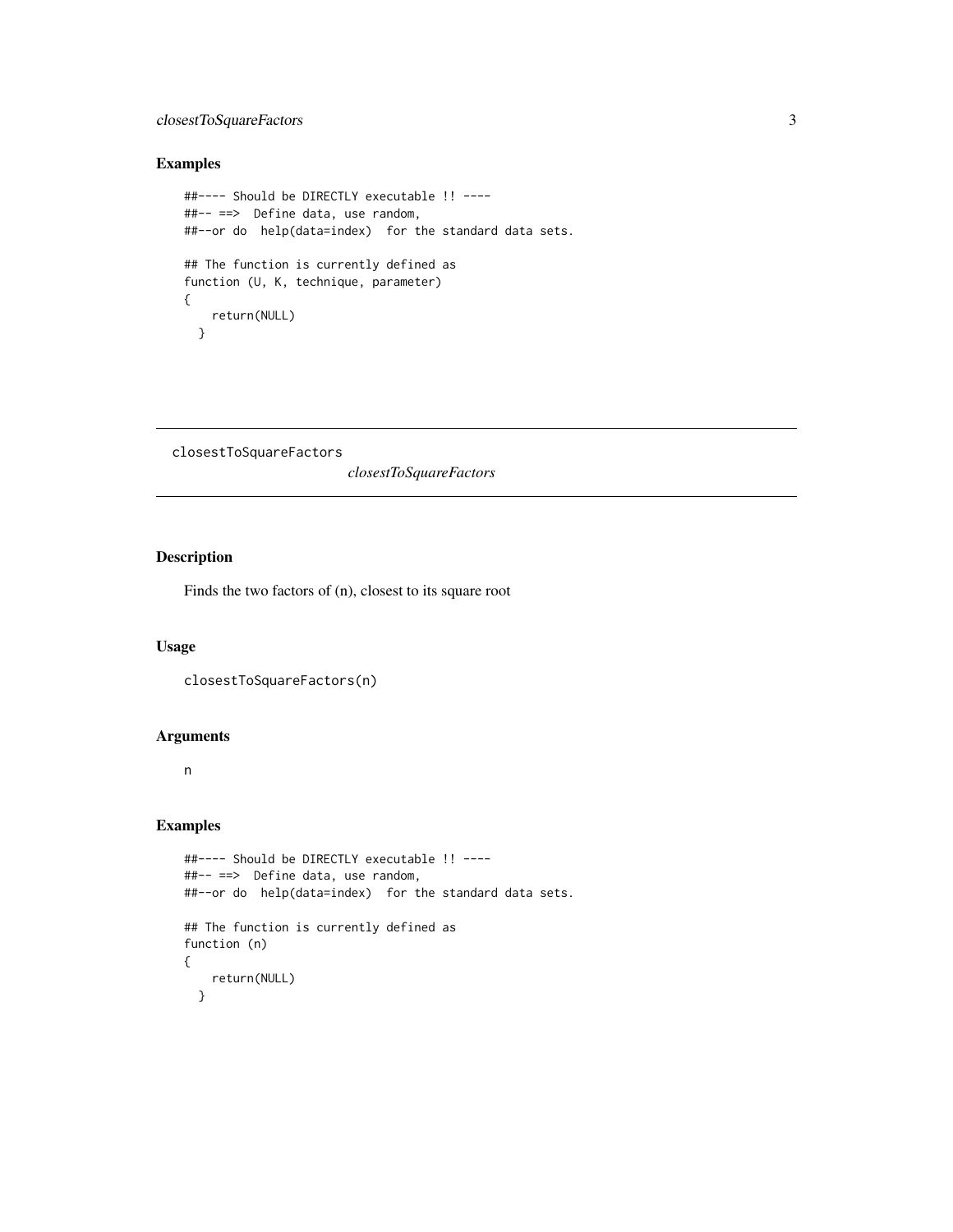### Examples

```
##---- Should be DIRECTLY executable !! ----
##-- ==>  Define data, use random,
##--or do  help(data=index)  for the standard data sets.

## The function is currently defined as
function (U, K, technique, parameter)
{
    return(NULL)
  }
```

---

## closestToSquareFactors

*closestToSquareFactors*

---

### Description

Finds the two factors of (n), closest to its square root

### Usage

```
closestToSquareFactors(n)
```

### Arguments

n

### Examples

```
##---- Should be DIRECTLY executable !! ----
##-- ==>  Define data, use random,
##--or do  help(data=index)  for the standard data sets.

## The function is currently defined as
function (n)
{
    return(NULL)
  }
```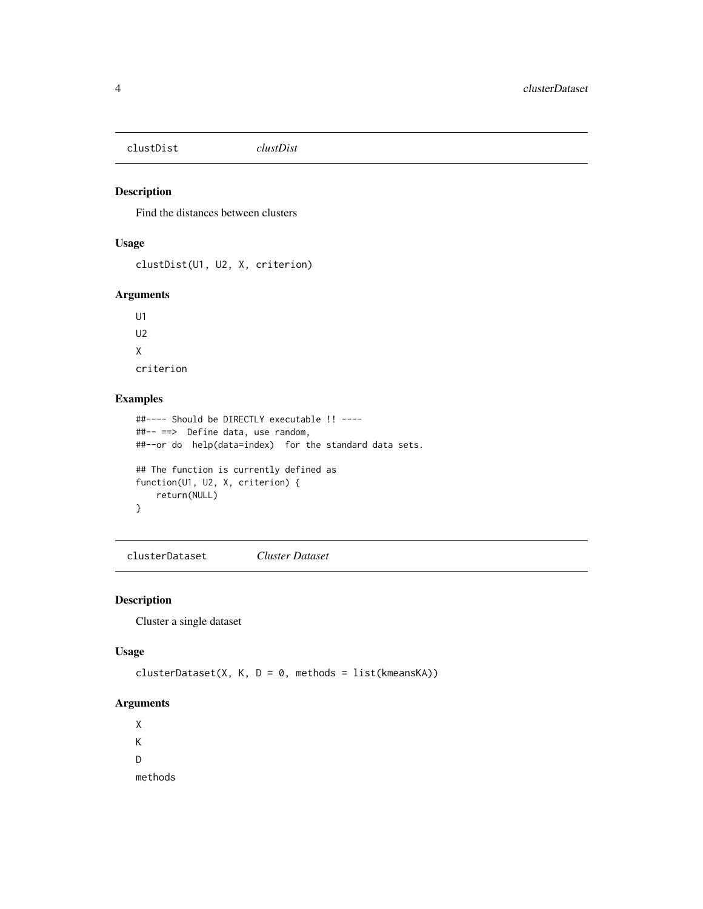## clustDist *clustDist*

### Description

Find the distances between clusters

### Usage

```
clustDist(U1, U2, X, criterion)
```

### Arguments

U1

U2

X

criterion

### Examples

```
##---- Should be DIRECTLY executable !! ----
##-- ==>  Define data, use random,
##--or do  help(data=index)  for the standard data sets.

## The function is currently defined as
function(U1, U2, X, criterion) {
    return(NULL)
}
```

## clusterDataset *Cluster Dataset*

### Description

Cluster a single dataset

### Usage

```
clusterDataset(X, K, D = 0, methods = list(kmeansKA))
```

### Arguments

X

K

D

methods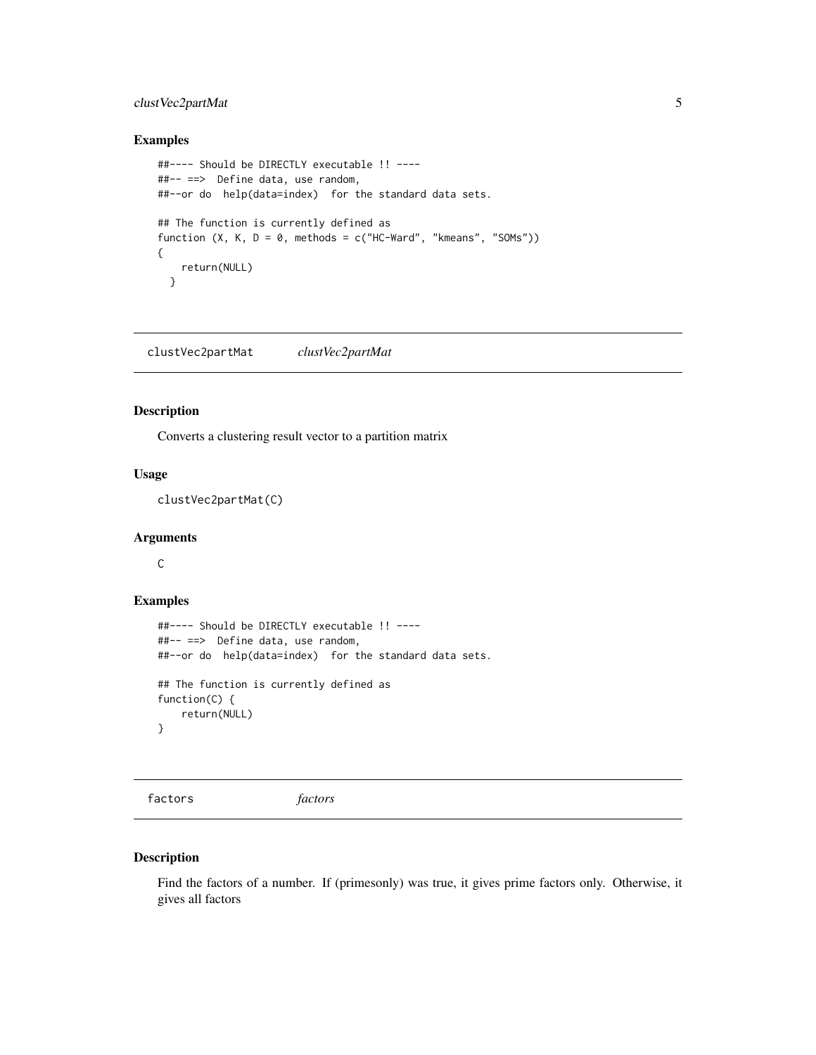## Examples

```
##---- Should be DIRECTLY executable !! ----
##-- ==>  Define data, use random,
##--or do  help(data=index)  for the standard data sets.

## The function is currently defined as
function (X, K, D = 0, methods = c("HC-Ward", "kmeans", "SOMs"))
{
    return(NULL)
  }
```

---

# clustVec2partMat    *clustVec2partMat*

---

## Description

Converts a clustering result vector to a partition matrix

## Usage

```
clustVec2partMat(C)
```

## Arguments

C

## Examples

```
##---- Should be DIRECTLY executable !! ----
##-- ==>  Define data, use random,
##--or do  help(data=index)  for the standard data sets.

## The function is currently defined as
function(C) {
    return(NULL)
}
```

---

# factors    *factors*

---

## Description

Find the factors of a number. If (primesonly) was true, it gives prime factors only. Otherwise, it gives all factors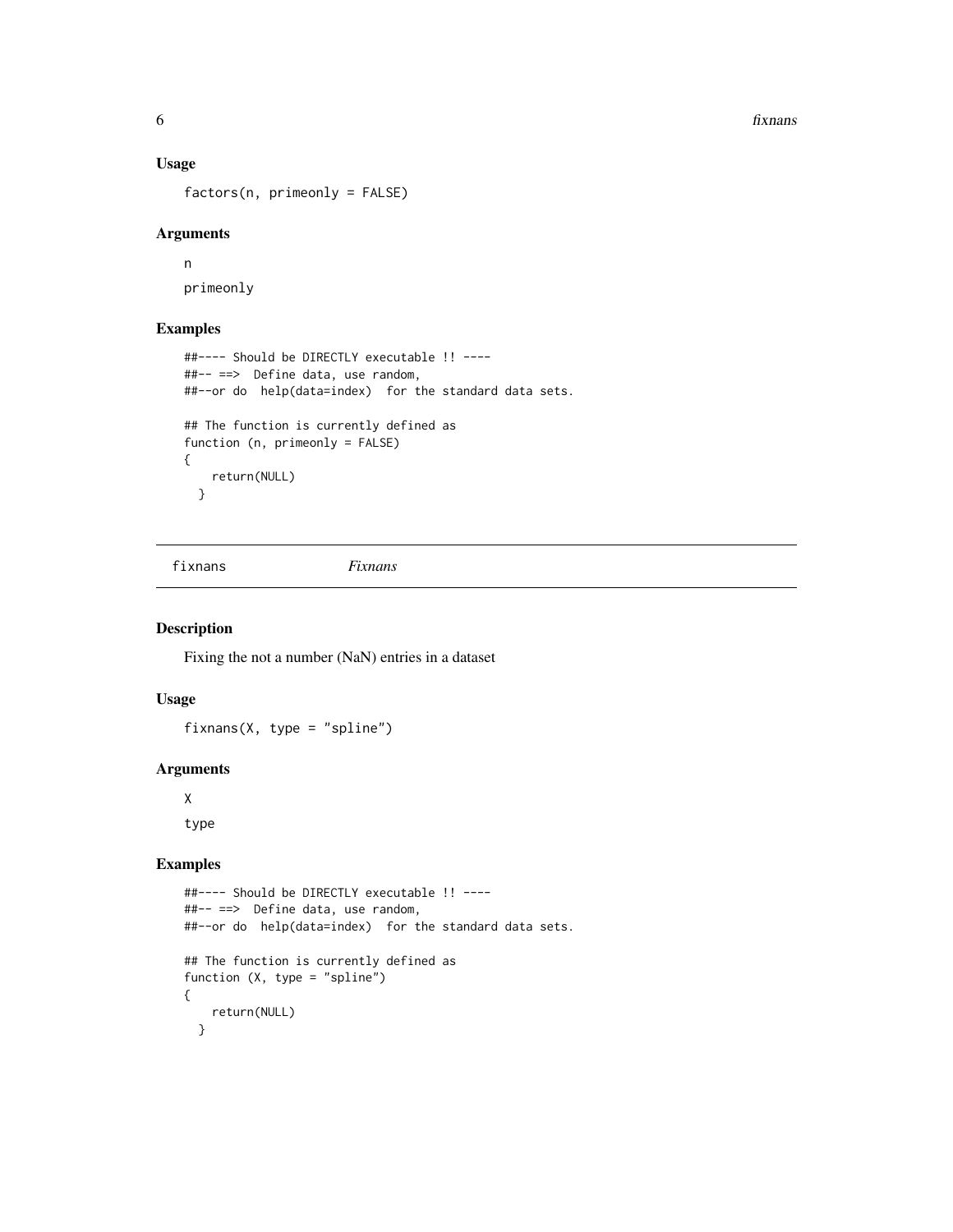## Usage

```
factors(n, primeonly = FALSE)
```

## Arguments

n

primeonly

## Examples

```
##---- Should be DIRECTLY executable !! ----
##-- ==>  Define data, use random,
##--or do  help(data=index)  for the standard data sets.

## The function is currently defined as
function (n, primeonly = FALSE)
{
    return(NULL)
  }
```

---

# fixnans *Fixnans*

## Description

Fixing the not a number (NaN) entries in a dataset

## Usage

```
fixnans(X, type = "spline")
```

## Arguments

X

type

## Examples

```
##---- Should be DIRECTLY executable !! ----
##-- ==>  Define data, use random,
##--or do  help(data=index)  for the standard data sets.

## The function is currently defined as
function (X, type = "spline")
{
    return(NULL)
  }
```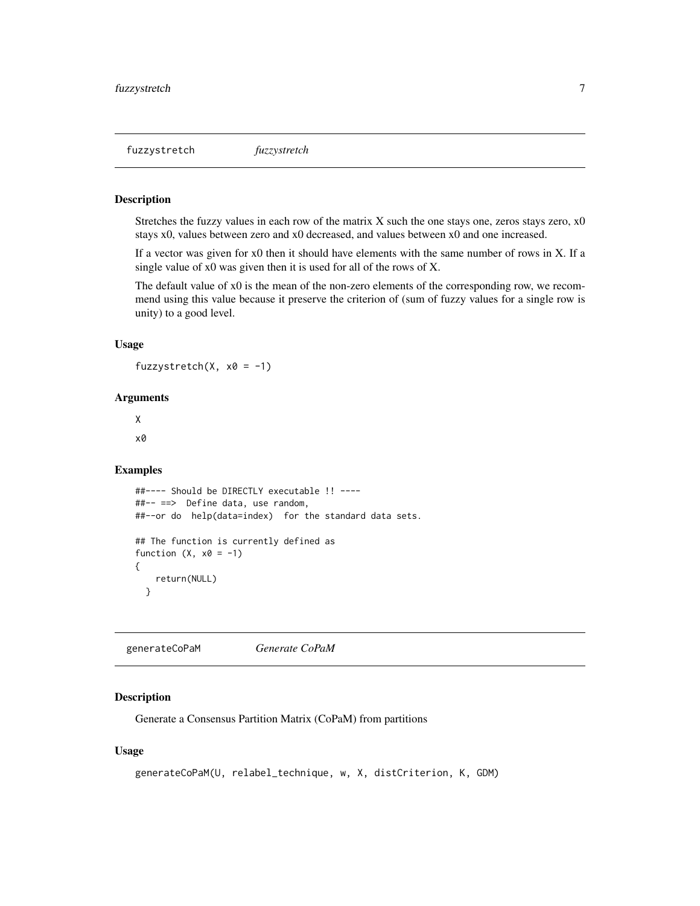## fuzzystretch *fuzzystretch*

### Description

Stretches the fuzzy values in each row of the matrix X such the one stays one, zeros stays zero, x0 stays x0, values between zero and x0 decreased, and values between x0 and one increased.

If a vector was given for x0 then it should have elements with the same number of rows in X. If a single value of x0 was given then it is used for all of the rows of X.

The default value of x0 is the mean of the non-zero elements of the corresponding row, we recommend using this value because it preserve the criterion of (sum of fuzzy values for a single row is unity) to a good level.

### Usage

```
fuzzystretch(X, x0 = -1)
```

### Arguments

X

x0

### Examples

```
##---- Should be DIRECTLY executable !! ----
##-- ==>  Define data, use random,
##--or do  help(data=index)  for the standard data sets.

## The function is currently defined as
function (X, x0 = -1)
{
    return(NULL)
  }
```

## generateCoPaM *Generate CoPaM*

### Description

Generate a Consensus Partition Matrix (CoPaM) from partitions

### Usage

```
generateCoPaM(U, relabel_technique, w, X, distCriterion, K, GDM)
```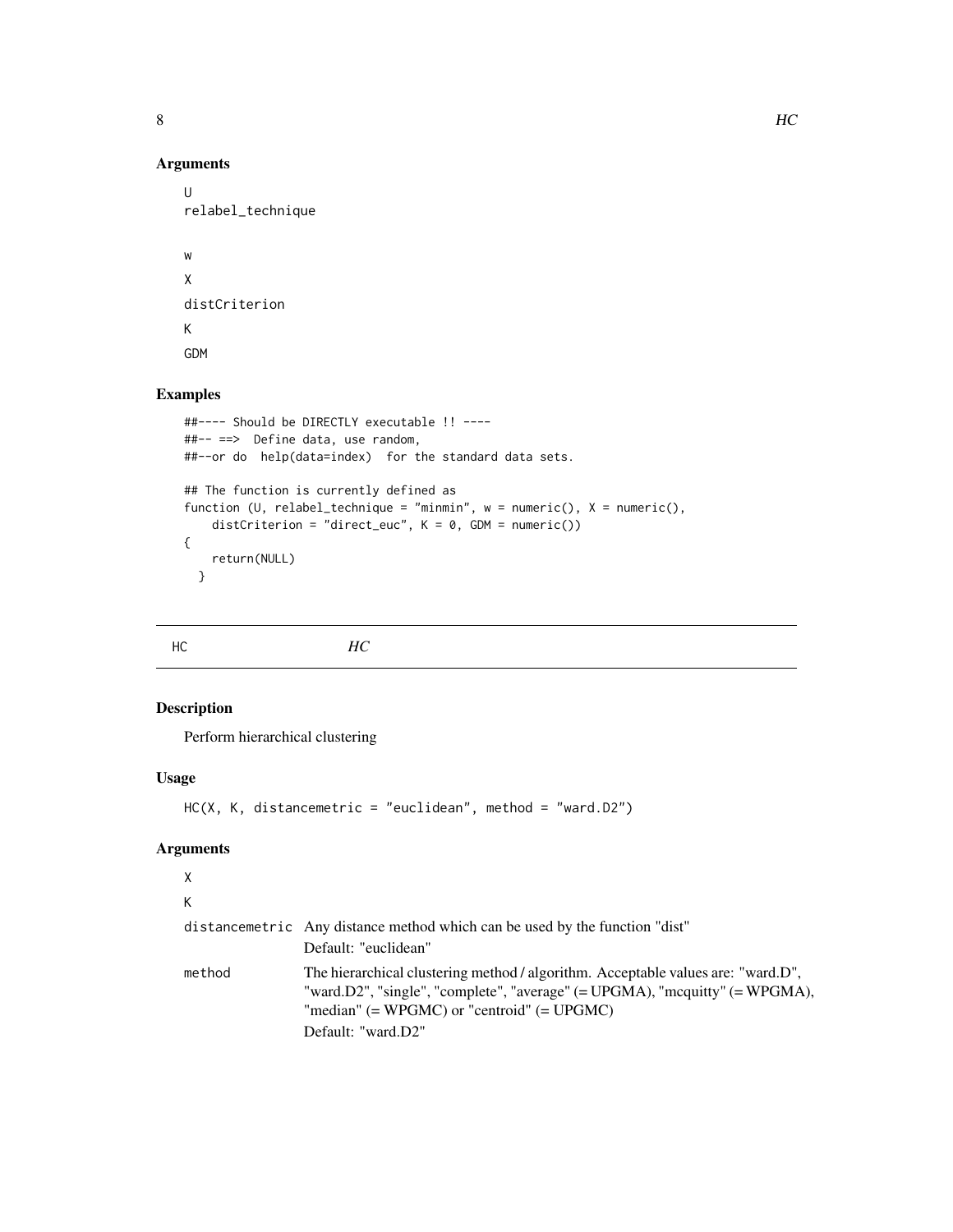## Arguments

U

relabel_technique

w

X

distCriterion

K

GDM

## Examples

```
##---- Should be DIRECTLY executable !! ----
##-- ==>  Define data, use random,
##--or do  help(data=index)  for the standard data sets.

## The function is currently defined as
function (U, relabel_technique = "minmin", w = numeric(), X = numeric(),
    distCriterion = "direct_euc", K = 0, GDM = numeric())
{
    return(NULL)
  }
```

---

HC *HC*

---

## Description

Perform hierarchical clustering

## Usage

```
HC(X, K, distancemetric = "euclidean", method = "ward.D2")
```

## Arguments

X

K

distancemetric Any distance method which can be used by the function "dist"
Default: "euclidean"

method The hierarchical clustering method / algorithm. Acceptable values are: "ward.D", "ward.D2", "single", "complete", "average" (= UPGMA), "mcquitty" (= WPGMA), "median" (= WPGMC) or "centroid" (= UPGMC)
Default: "ward.D2"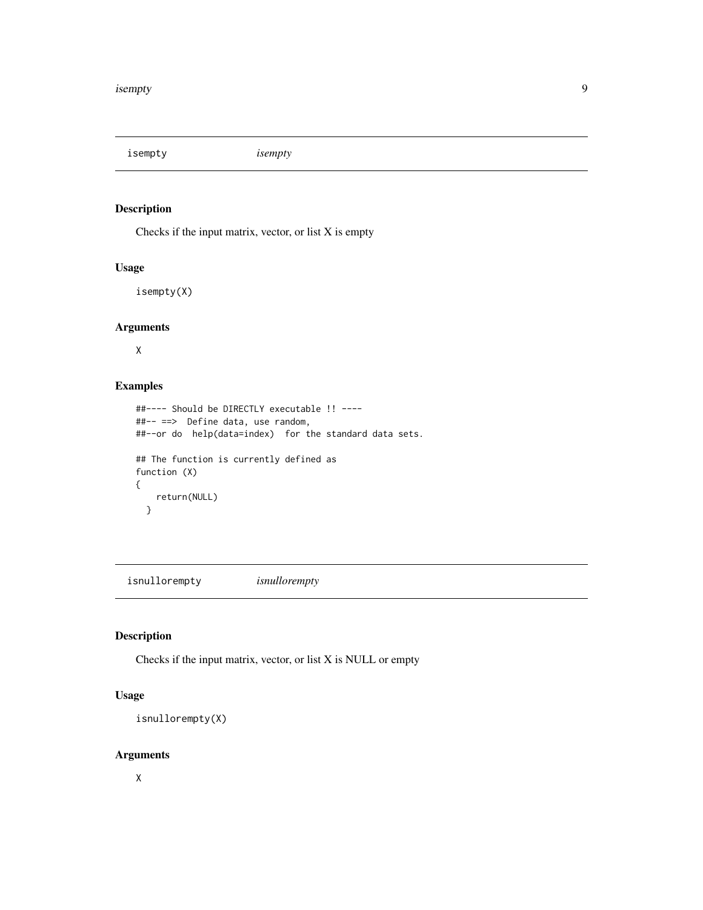## isempty *isempty*

### Description

Checks if the input matrix, vector, or list X is empty

### Usage

```
isempty(X)
```

### Arguments

X

### Examples

```
##---- Should be DIRECTLY executable !! ----
##-- ==>  Define data, use random,
##--or do  help(data=index)  for the standard data sets.

## The function is currently defined as
function (X)
{
    return(NULL)
  }
```

## isnullorempty *isnullorempty*

### Description

Checks if the input matrix, vector, or list X is NULL or empty

### Usage

```
isnullorempty(X)
```

### Arguments

X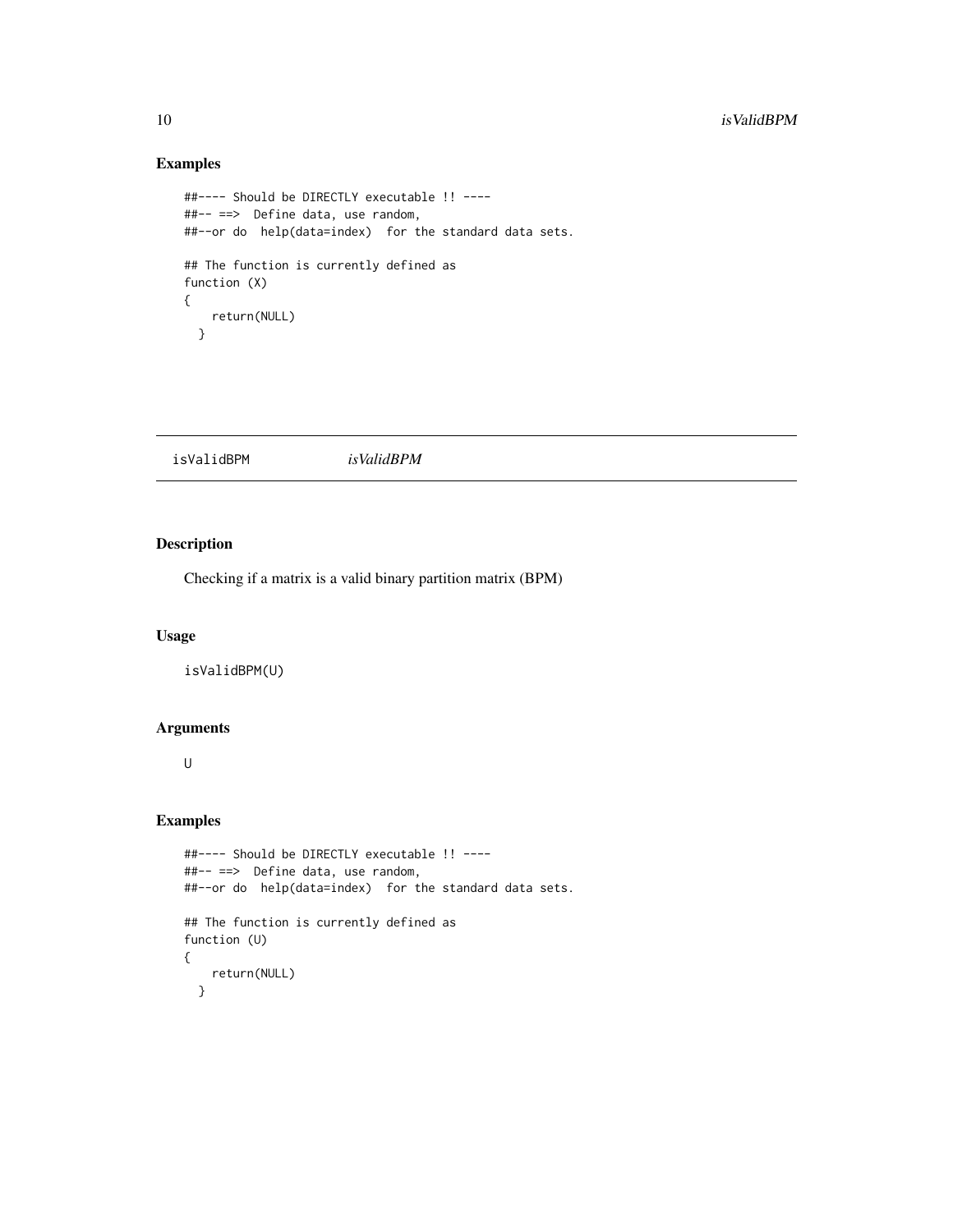## Examples

```
##---- Should be DIRECTLY executable !! ----
##-- ==>  Define data, use random,
##--or do  help(data=index)  for the standard data sets.

## The function is currently defined as
function (X)
{
    return(NULL)
  }
```

---

isValidBPM    *isValidBPM*

---

## Description

Checking if a matrix is a valid binary partition matrix (BPM)

## Usage

```
isValidBPM(U)
```

## Arguments

U

## Examples

```
##---- Should be DIRECTLY executable !! ----
##-- ==>  Define data, use random,
##--or do  help(data=index)  for the standard data sets.

## The function is currently defined as
function (U)
{
    return(NULL)
  }
```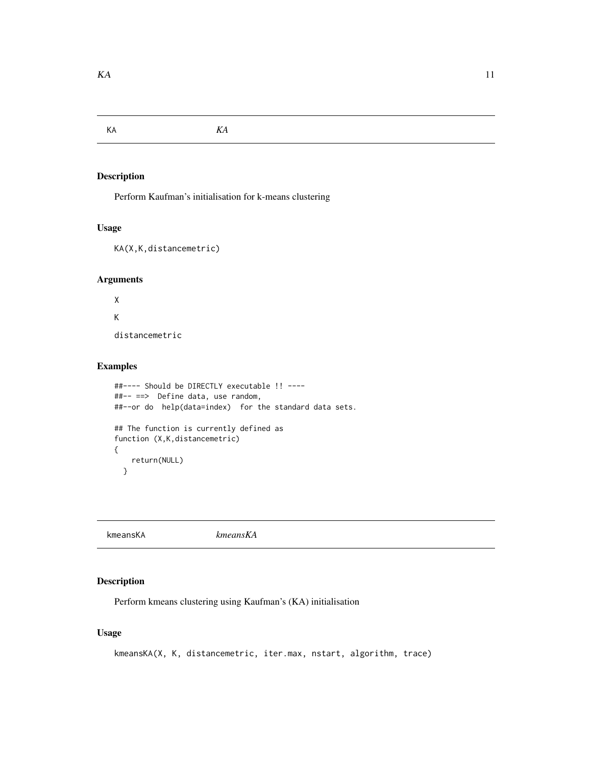## KA — *KA*

### Description

Perform Kaufman's initialisation for k-means clustering

### Usage

```
KA(X,K,distancemetric)
```

### Arguments

X

K

distancemetric

### Examples

```
##---- Should be DIRECTLY executable !! ----
##-- ==>  Define data, use random,
##--or do  help(data=index)  for the standard data sets.

## The function is currently defined as
function (X,K,distancemetric)
{
    return(NULL)
  }
```

## kmeansKA — *kmeansKA*

### Description

Perform kmeans clustering using Kaufman's (KA) initialisation

### Usage

```
kmeansKA(X, K, distancemetric, iter.max, nstart, algorithm, trace)
```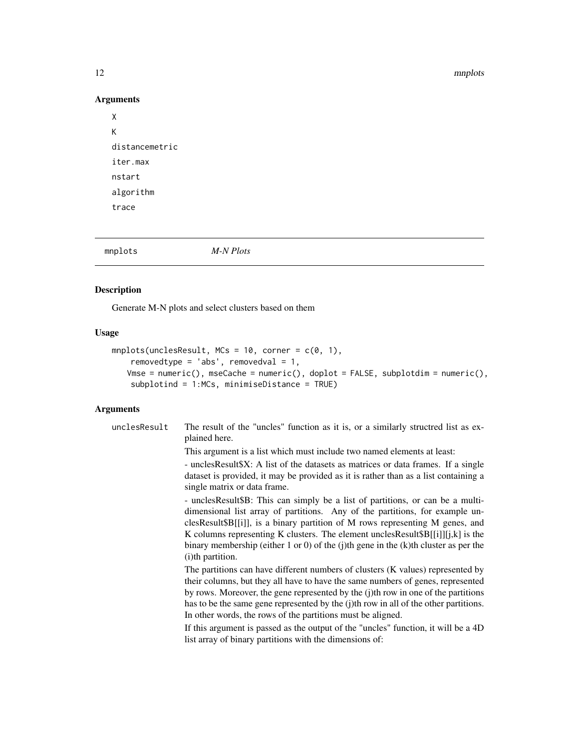## Arguments

X

K

distancemetric

iter.max

nstart

algorithm

trace

---

# mnplots *M-N Plots*

## Description

Generate M-N plots and select clusters based on them

## Usage

```
mnplots(unclesResult, MCs = 10, corner = c(0, 1),
    removedtype = 'abs', removedval = 1,
   Vmse = numeric(), mseCache = numeric(), doplot = FALSE, subplotdim = numeric(),
    subplotind = 1:MCs, minimiseDistance = TRUE)
```

## Arguments

unclesResult The result of the "uncles" function as it is, or a similarly structred list as explained here.

This argument is a list which must include two named elements at least:

- unclesResult$X: A list of the datasets as matrices or data frames. If a single dataset is provided, it may be provided as it is rather than as a list containing a single matrix or data frame.

- unclesResult$B: This can simply be a list of partitions, or can be a multi-dimensional list array of partitions. Any of the partitions, for example unclesResult$B[[i]], is a binary partition of M rows representing M genes, and K columns representing K clusters. The element unclesResult$B[[i]][j,k] is the binary membership (either 1 or 0) of the (j)th gene in the (k)th cluster as per the (i)th partition.

The partitions can have different numbers of clusters (K values) represented by their columns, but they all have to have the same numbers of genes, represented by rows. Moreover, the gene represented by the (j)th row in one of the partitions has to be the same gene represented by the (j)th row in all of the other partitions. In other words, the rows of the partitions must be aligned.

If this argument is passed as the output of the "uncles" function, it will be a 4D list array of binary partitions with the dimensions of: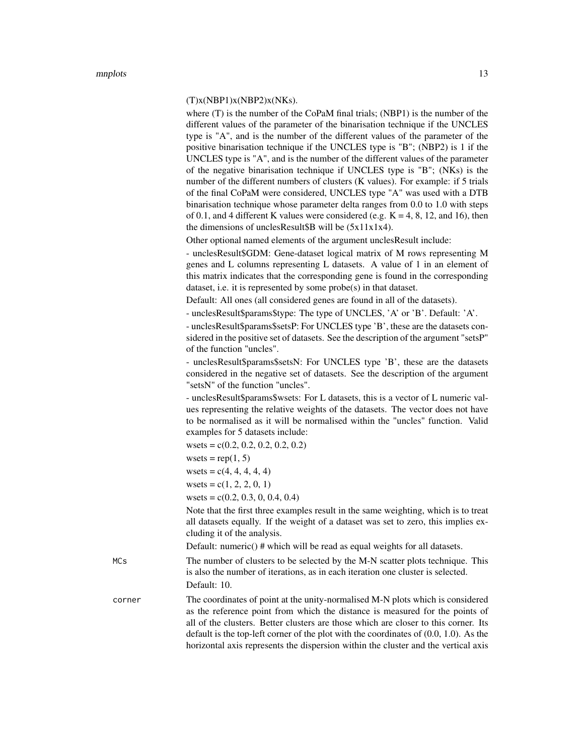(T)x(NBP1)x(NBP2)x(NKs).

where (T) is the number of the CoPaM final trials; (NBP1) is the number of the different values of the parameter of the binarisation technique if the UNCLES type is "A", and is the number of the different values of the parameter of the positive binarisation technique if the UNCLES type is "B"; (NBP2) is 1 if the UNCLES type is "A", and is the number of the different values of the parameter of the negative binarisation technique if UNCLES type is "B"; (NKs) is the number of the different numbers of clusters (K values). For example: if 5 trials of the final CoPaM were considered, UNCLES type "A" was used with a DTB binarisation technique whose parameter delta ranges from 0.0 to 1.0 with steps of 0.1, and 4 different K values were considered (e.g. K = 4, 8, 12, and 16), then the dimensions of unclesResult$B will be (5x11x1x4).

Other optional named elements of the argument unclesResult include:

- unclesResult$GDM: Gene-dataset logical matrix of M rows representing M genes and L columns representing L datasets. A value of 1 in an element of this matrix indicates that the corresponding gene is found in the corresponding dataset, i.e. it is represented by some probe(s) in that dataset.

Default: All ones (all considered genes are found in all of the datasets).

- unclesResult$params$type: The type of UNCLES, 'A' or 'B'. Default: 'A'.

- unclesResult$params$setsP: For UNCLES type 'B', these are the datasets considered in the positive set of datasets. See the description of the argument "setsP" of the function "uncles".

- unclesResult$params$setsN: For UNCLES type 'B', these are the datasets considered in the negative set of datasets. See the description of the argument "setsN" of the function "uncles".

- unclesResult$params$wsets: For L datasets, this is a vector of L numeric values representing the relative weights of the datasets. The vector does not have to be normalised as it will be normalised within the "uncles" function. Valid examples for 5 datasets include:

wsets = c(0.2, 0.2, 0.2, 0.2, 0.2)

wsets = rep(1, 5)

wsets = c(4, 4, 4, 4, 4)

wsets = c(1, 2, 2, 0, 1)

wsets = c(0.2, 0.3, 0, 0.4, 0.4)

Note that the first three examples result in the same weighting, which is to treat all datasets equally. If the weight of a dataset was set to zero, this implies excluding it of the analysis.

Default: numeric() # which will be read as equal weights for all datasets.

`MCs` The number of clusters to be selected by the M-N scatter plots technique. This is also the number of iterations, as in each iteration one cluster is selected.

Default: 10.

`corner` The coordinates of point at the unity-normalised M-N plots which is considered as the reference point from which the distance is measured for the points of all of the clusters. Better clusters are those which are closer to this corner. Its default is the top-left corner of the plot with the coordinates of (0.0, 1.0). As the horizontal axis represents the dispersion within the cluster and the vertical axis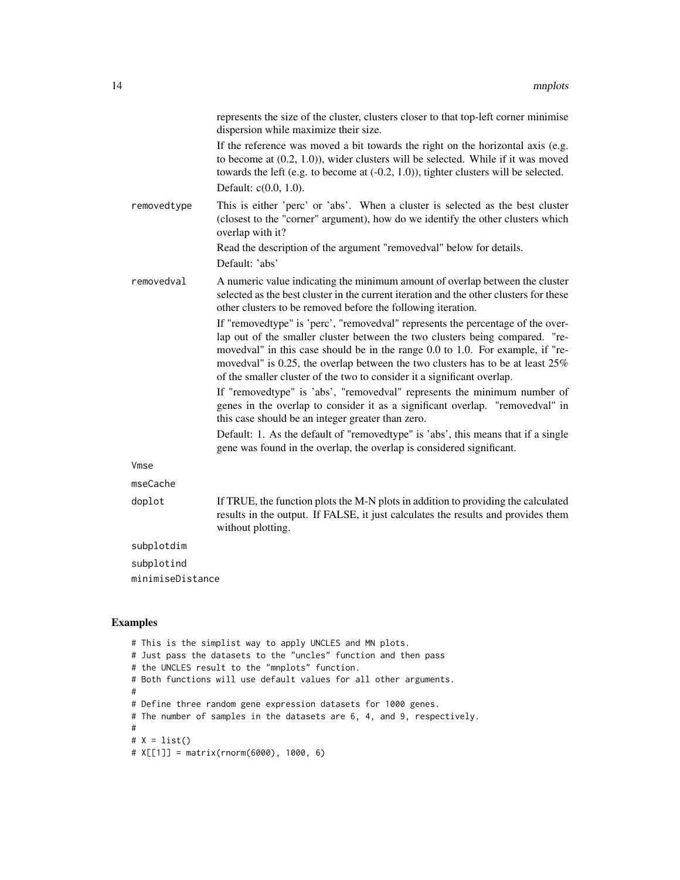represents the size of the cluster, clusters closer to that top-left corner minimise dispersion while maximize their size.

If the reference was moved a bit towards the right on the horizontal axis (e.g. to become at (0.2, 1.0)), wider clusters will be selected. While if it was moved towards the left (e.g. to become at (-0.2, 1.0)), tighter clusters will be selected.

Default: c(0.0, 1.0).

`removedtype`
: This is either 'perc' or 'abs'. When a cluster is selected as the best cluster (closest to the "corner" argument), how do we identify the other clusters which overlap with it?

  Read the description of the argument "removedval" below for details.

  Default: 'abs'

`removedval`
: A numeric value indicating the minimum amount of overlap between the cluster selected as the best cluster in the current iteration and the other clusters for these other clusters to be removed before the following iteration.

  If "removedtype" is 'perc', "removedval" represents the percentage of the overlap out of the smaller cluster between the two clusters being compared. "removedval" in this case should be in the range 0.0 to 1.0. For example, if "removedval" is 0.25, the overlap between the two clusters has to be at least 25% of the smaller cluster of the two to consider it a significant overlap.

  If "removedtype" is 'abs', "removedval" represents the minimum number of genes in the overlap to consider it as a significant overlap. "removedval" in this case should be an integer greater than zero.

  Default: 1. As the default of "removedtype" is 'abs', this means that if a single gene was found in the overlap, the overlap is considered significant.

`Vmse`

`mseCache`

`doplot`
: If TRUE, the function plots the M-N plots in addition to providing the calculated results in the output. If FALSE, it just calculates the results and provides them without plotting.

`subplotdim`

`subplotind`

`minimiseDistance`

## Examples

```
# This is the simplist way to apply UNCLES and MN plots.
# Just pass the datasets to the "uncles" function and then pass
# the UNCLES result to the "mnplots" function.
# Both functions will use default values for all other arguments.
#
# Define three random gene expression datasets for 1000 genes.
# The number of samples in the datasets are 6, 4, and 9, respectively.
#
# X = list()
# X[[1]] = matrix(rnorm(6000), 1000, 6)
```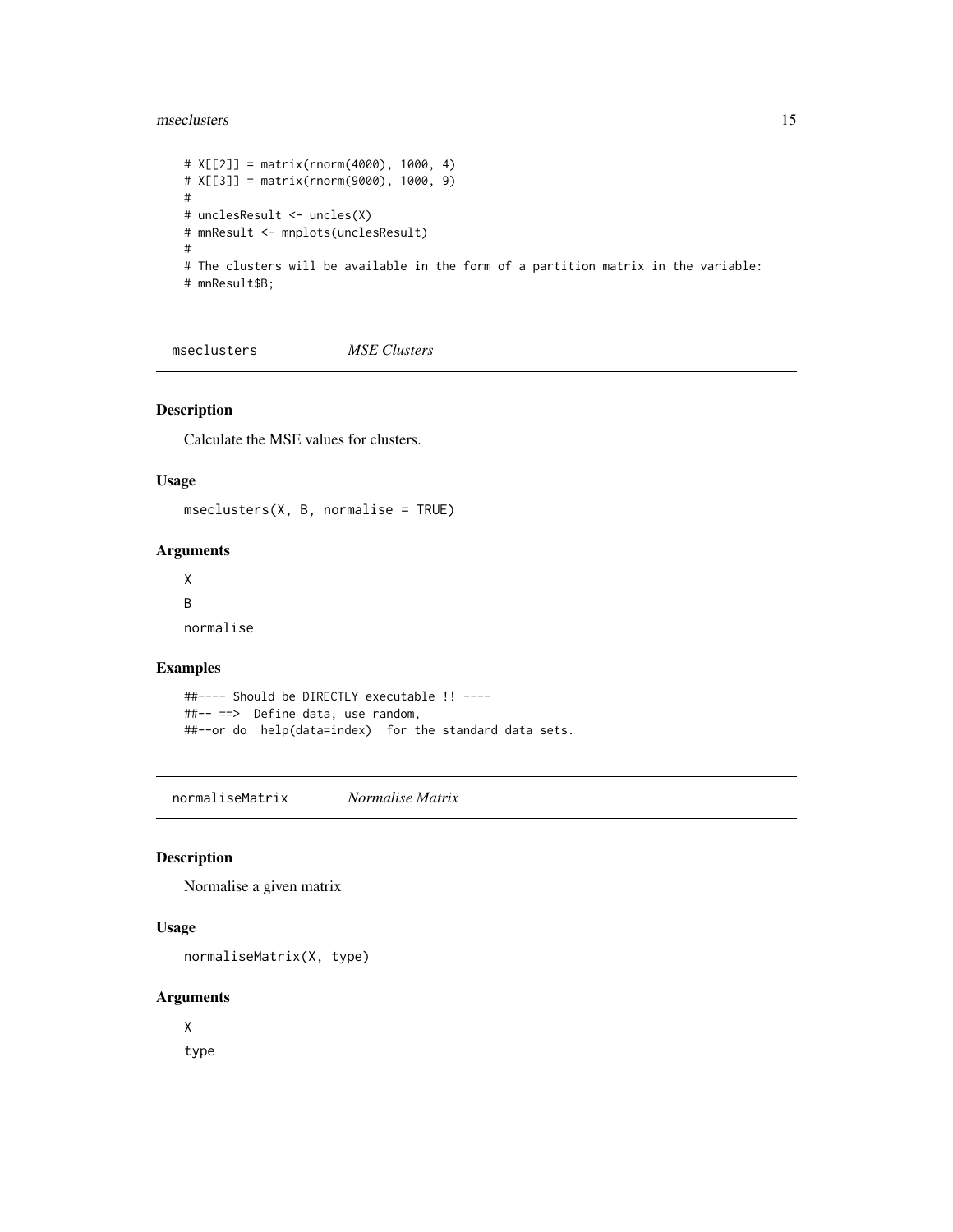```
# X[[2]] = matrix(rnorm(4000), 1000, 4)
# X[[3]] = matrix(rnorm(9000), 1000, 9)
#
# unclesResult <- uncles(X)
# mnResult <- mnplots(unclesResult)
#
# The clusters will be available in the form of a partition matrix in the variable:
# mnResult$B;
```

## mseclusters *MSE Clusters*

### Description

Calculate the MSE values for clusters.

### Usage

```
mseclusters(X, B, normalise = TRUE)
```

### Arguments

X

B

normalise

### Examples

```
##---- Should be DIRECTLY executable !! ----
##-- ==>  Define data, use random,
##--or do  help(data=index)  for the standard data sets.
```

## normaliseMatrix *Normalise Matrix*

### Description

Normalise a given matrix

### Usage

```
normaliseMatrix(X, type)
```

### Arguments

X

type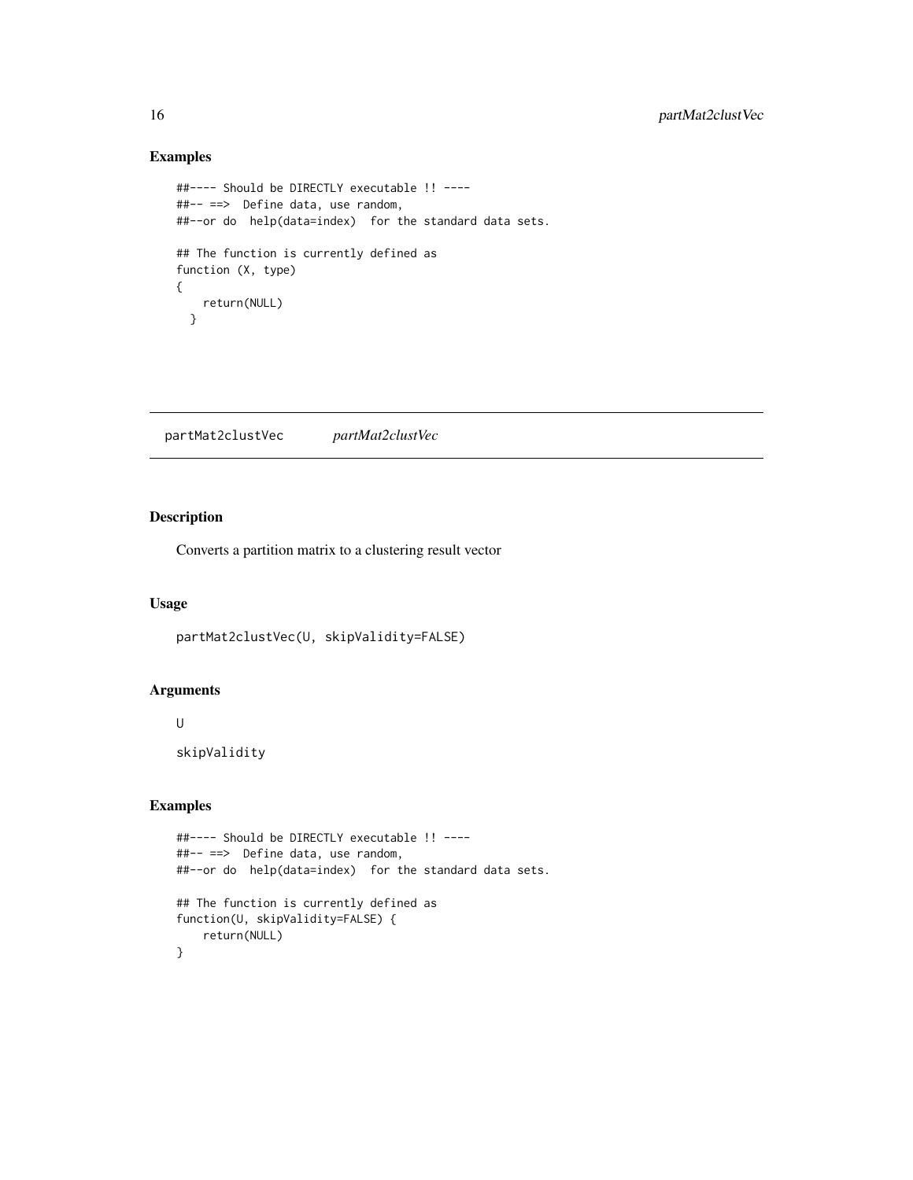## Examples

```
##---- Should be DIRECTLY executable !! ----
##-- ==>  Define data, use random,
##--or do  help(data=index)  for the standard data sets.

## The function is currently defined as
function (X, type)
{
    return(NULL)
  }
```

---

# partMat2clustVec    *partMat2clustVec*

## Description

Converts a partition matrix to a clustering result vector

## Usage

```
partMat2clustVec(U, skipValidity=FALSE)
```

## Arguments

U

skipValidity

## Examples

```
##---- Should be DIRECTLY executable !! ----
##-- ==>  Define data, use random,
##--or do  help(data=index)  for the standard data sets.

## The function is currently defined as
function(U, skipValidity=FALSE) {
    return(NULL)
}
```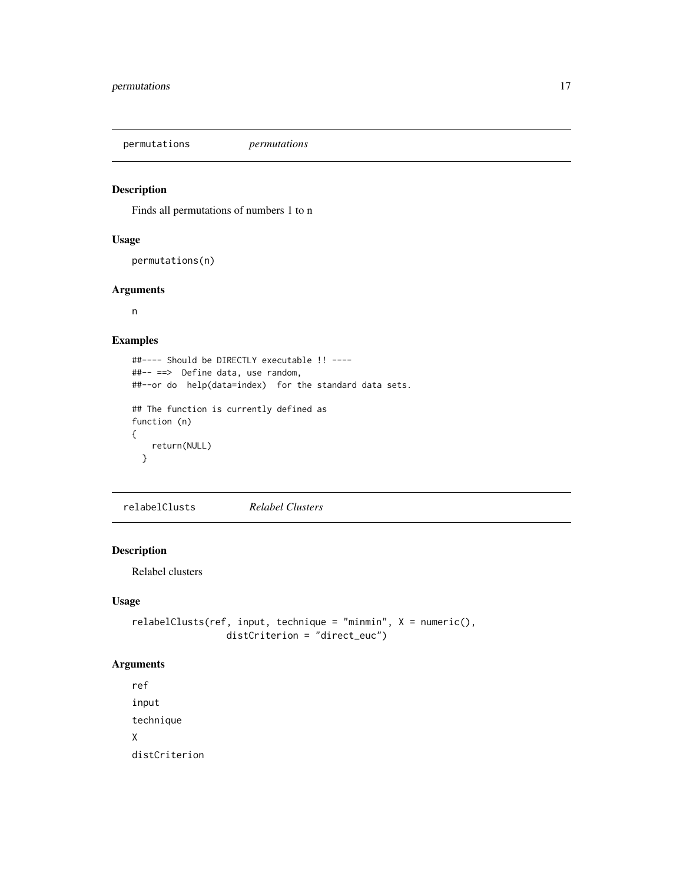## permutations *permutations*

### Description

Finds all permutations of numbers 1 to n

### Usage

```
permutations(n)
```

### Arguments

n

### Examples

```
##---- Should be DIRECTLY executable !! ----
##-- ==>  Define data, use random,
##--or do  help(data=index)  for the standard data sets.

## The function is currently defined as
function (n)
{
    return(NULL)
  }
```

## relabelClusts *Relabel Clusters*

### Description

Relabel clusters

### Usage

```
relabelClusts(ref, input, technique = "minmin", X = numeric(),
                distCriterion = "direct_euc")
```

### Arguments

ref

input

technique

X

distCriterion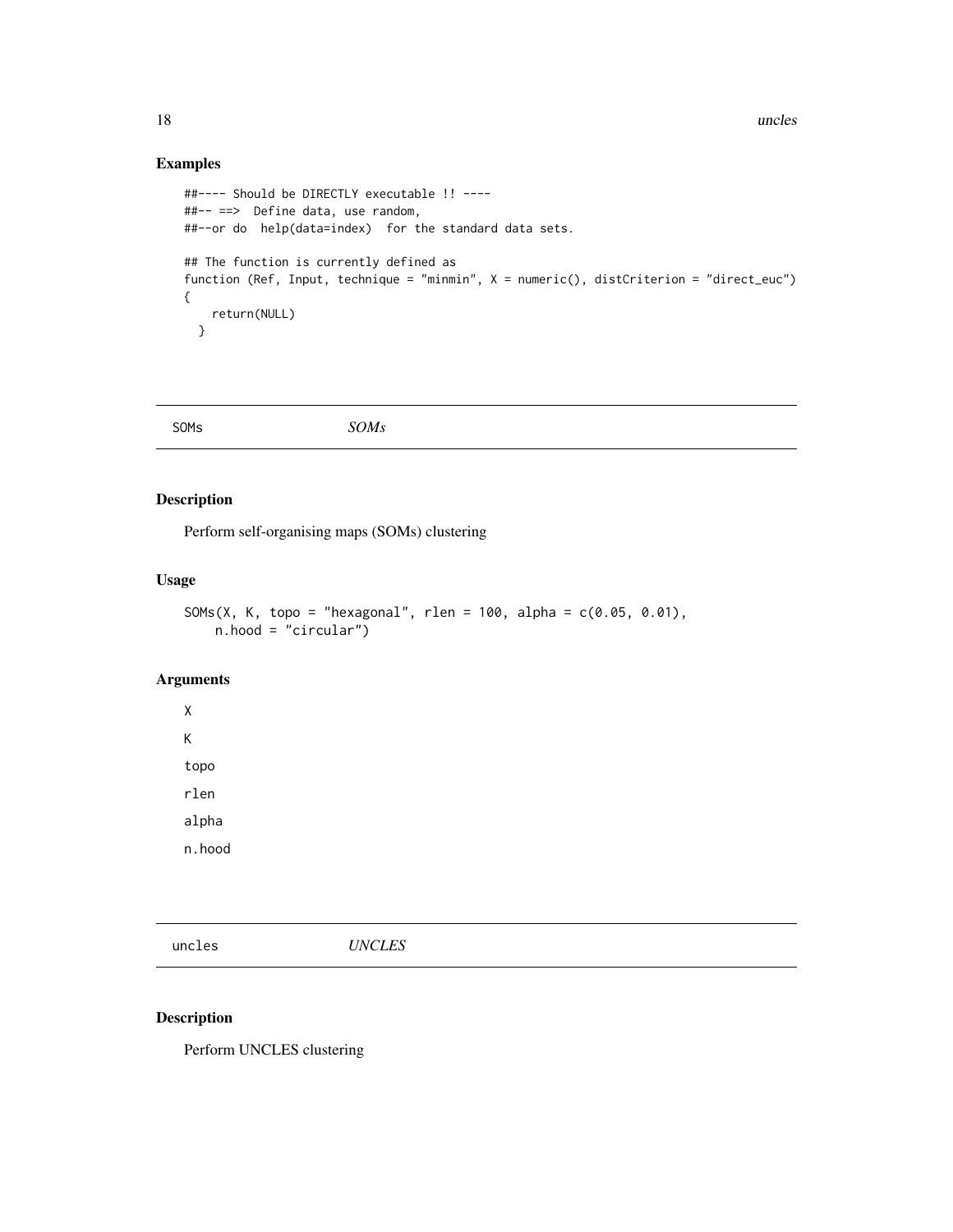## Examples

```
##---- Should be DIRECTLY executable !! ----
##-- ==>  Define data, use random,
##--or do  help(data=index)  for the standard data sets.

## The function is currently defined as
function (Ref, Input, technique = "minmin", X = numeric(), distCriterion = "direct_euc")
{
    return(NULL)
  }
```

---

# SOMs *SOMs*

---

## Description

Perform self-organising maps (SOMs) clustering

## Usage

```
SOMs(X, K, topo = "hexagonal", rlen = 100, alpha = c(0.05, 0.01),
    n.hood = "circular")
```

## Arguments

X

K

topo

rlen

alpha

n.hood

---

# uncles *UNCLES*

---

## Description

Perform UNCLES clustering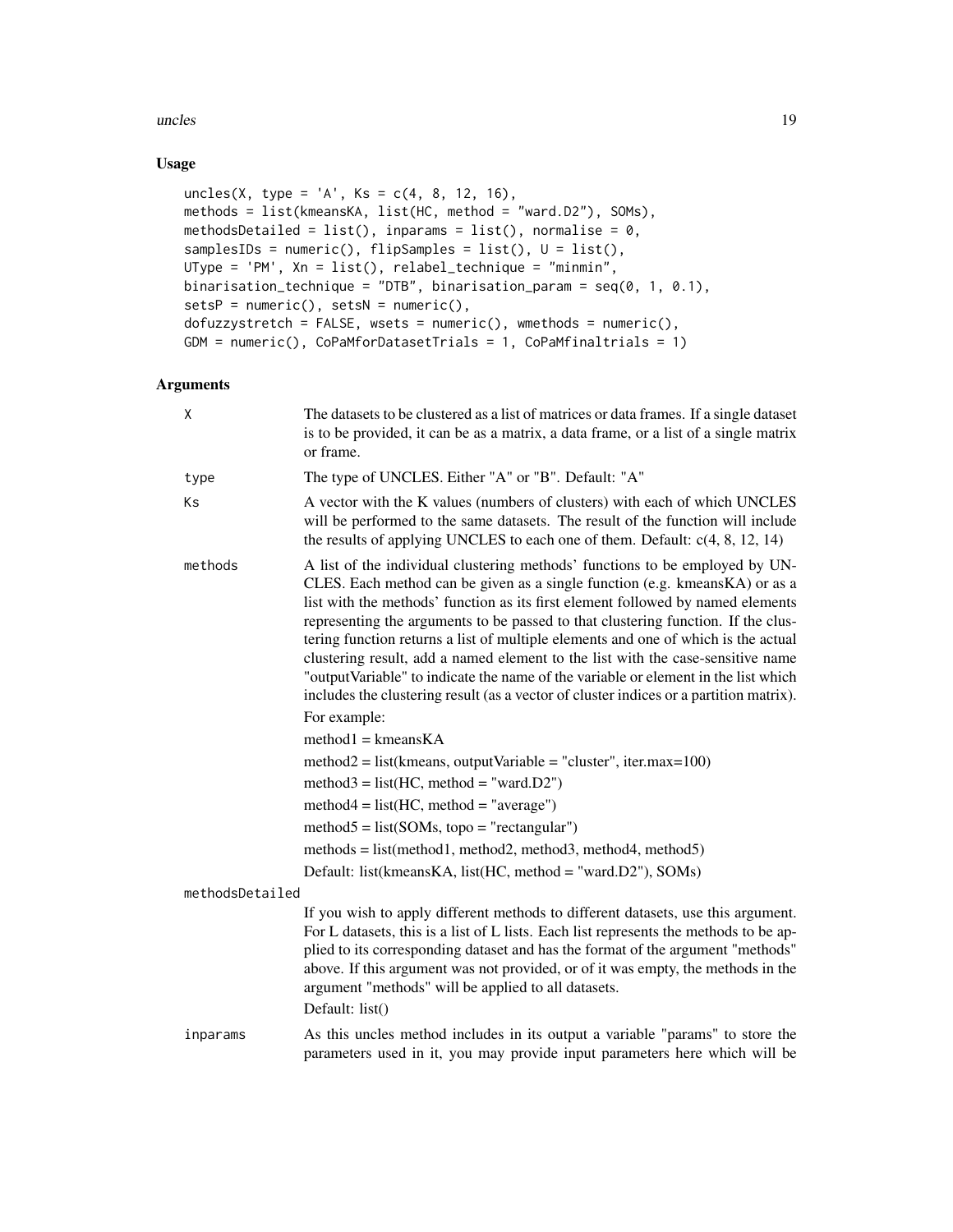## Usage

```
uncles(X, type = 'A', Ks = c(4, 8, 12, 16),
methods = list(kmeansKA, list(HC, method = "ward.D2"), SOMs),
methodsDetailed = list(), inparams = list(), normalise = 0,
samplesIDs = numeric(), flipSamples = list(), U = list(),
UType = 'PM', Xn = list(), relabel_technique = "minmin",
binarisation_technique = "DTB", binarisation_param = seq(0, 1, 0.1),
setsP = numeric(), setsN = numeric(),
dofuzzystretch = FALSE, wsets = numeric(), wmethods = numeric(),
GDM = numeric(), CoPaMforDatasetTrials = 1, CoPaMfinaltrials = 1)
```

## Arguments

`X` The datasets to be clustered as a list of matrices or data frames. If a single dataset is to be provided, it can be as a matrix, a data frame, or a list of a single matrix or frame.

`type` The type of UNCLES. Either "A" or "B". Default: "A"

`Ks` A vector with the K values (numbers of clusters) with each of which UNCLES will be performed to the same datasets. The result of the function will include the results of applying UNCLES to each one of them. Default: c(4, 8, 12, 14)

`methods` A list of the individual clustering methods' functions to be employed by UNCLES. Each method can be given as a single function (e.g. kmeansKA) or as a list with the methods' function as its first element followed by named elements representing the arguments to be passed to that clustering function. If the clustering function returns a list of multiple elements and one of which is the actual clustering result, add a named element to the list with the case-sensitive name "outputVariable" to indicate the name of the variable or element in the list which includes the clustering result (as a vector of cluster indices or a partition matrix).

For example:

method1 = kmeansKA

method2 = list(kmeans, outputVariable = "cluster", iter.max=100)

method3 = list(HC, method = "ward.D2")

method4 = list(HC, method = "average")

method5 = list(SOMs, topo = "rectangular")

methods = list(method1, method2, method3, method4, method5)

Default: list(kmeansKA, list(HC, method = "ward.D2"), SOMs)

`methodsDetailed` If you wish to apply different methods to different datasets, use this argument. For L datasets, this is a list of L lists. Each list represents the methods to be applied to its corresponding dataset and has the format of the argument "methods" above. If this argument was not provided, or of it was empty, the methods in the argument "methods" will be applied to all datasets.

Default: list()

`inparams` As this uncles method includes in its output a variable "params" to store the parameters used in it, you may provide input parameters here which will be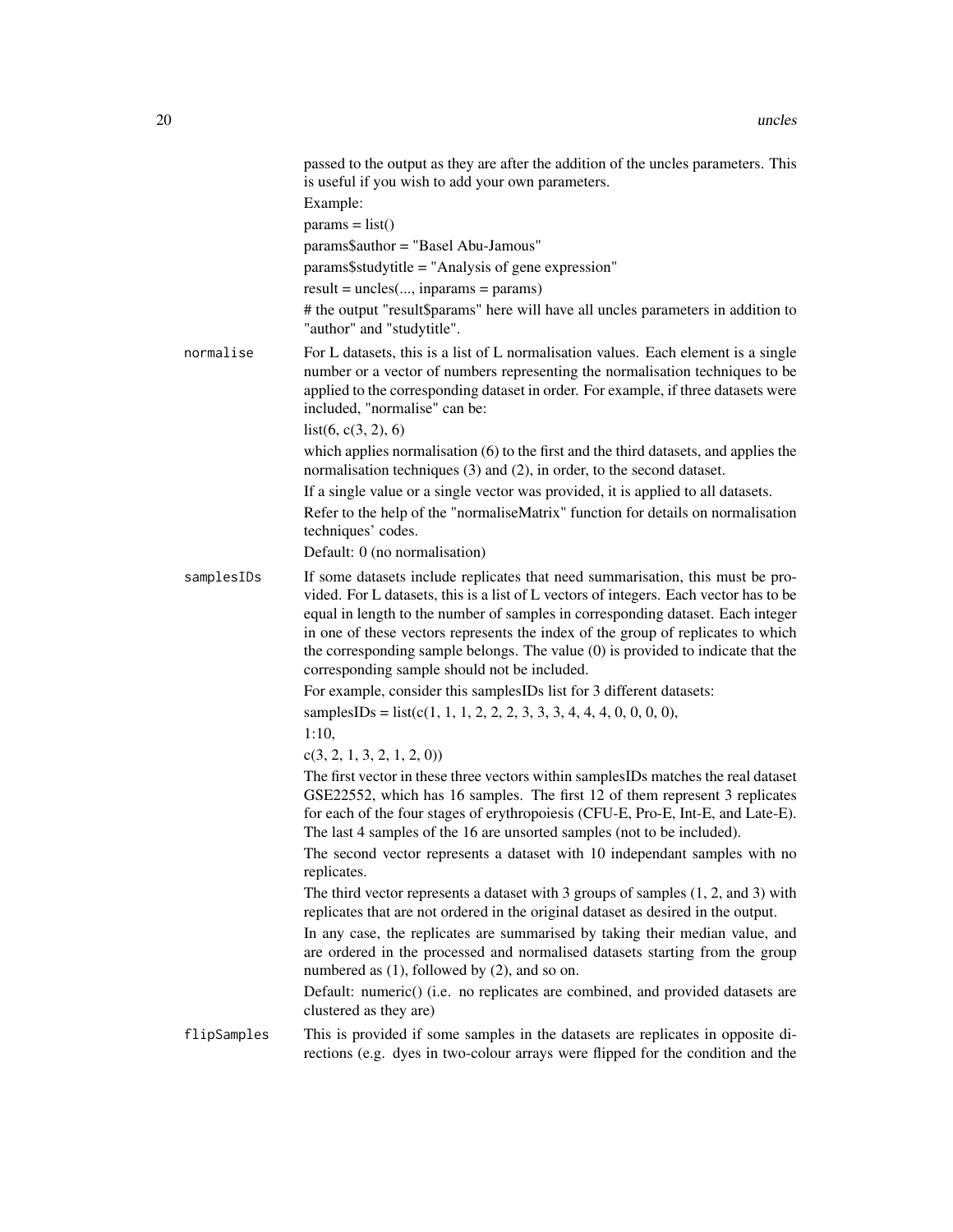passed to the output as they are after the addition of the uncles parameters. This is useful if you wish to add your own parameters.

Example:

params = list()

params$author = "Basel Abu-Jamous"

params$studytitle = "Analysis of gene expression"

result = uncles(..., inparams = params)

# the output "result$params" here will have all uncles parameters in addition to "author" and "studytitle".

`normalise`
: For L datasets, this is a list of L normalisation values. Each element is a single number or a vector of numbers representing the normalisation techniques to be applied to the corresponding dataset in order. For example, if three datasets were included, "normalise" can be:

  list(6, c(3, 2), 6)

  which applies normalisation (6) to the first and the third datasets, and applies the normalisation techniques (3) and (2), in order, to the second dataset.

  If a single value or a single vector was provided, it is applied to all datasets.

  Refer to the help of the "normaliseMatrix" function for details on normalisation techniques' codes.

  Default: 0 (no normalisation)

`samplesIDs`
: If some datasets include replicates that need summarisation, this must be provided. For L datasets, this is a list of L vectors of integers. Each vector has to be equal in length to the number of samples in corresponding dataset. Each integer in one of these vectors represents the index of the group of replicates to which the corresponding sample belongs. The value (0) is provided to indicate that the corresponding sample should not be included.

  For example, consider this samplesIDs list for 3 different datasets:

  samplesIDs = list(c(1, 1, 1, 2, 2, 2, 3, 3, 3, 4, 4, 4, 0, 0, 0, 0),

  1:10,

  c(3, 2, 1, 3, 2, 1, 2, 0))

  The first vector in these three vectors within samplesIDs matches the real dataset GSE22552, which has 16 samples. The first 12 of them represent 3 replicates for each of the four stages of erythropoiesis (CFU-E, Pro-E, Int-E, and Late-E). The last 4 samples of the 16 are unsorted samples (not to be included).

  The second vector represents a dataset with 10 independant samples with no replicates.

  The third vector represents a dataset with 3 groups of samples (1, 2, and 3) with replicates that are not ordered in the original dataset as desired in the output.

  In any case, the replicates are summarised by taking their median value, and are ordered in the processed and normalised datasets starting from the group numbered as (1), followed by (2), and so on.

  Default: numeric() (i.e. no replicates are combined, and provided datasets are clustered as they are)

`flipSamples`
: This is provided if some samples in the datasets are replicates in opposite directions (e.g. dyes in two-colour arrays were flipped for the condition and the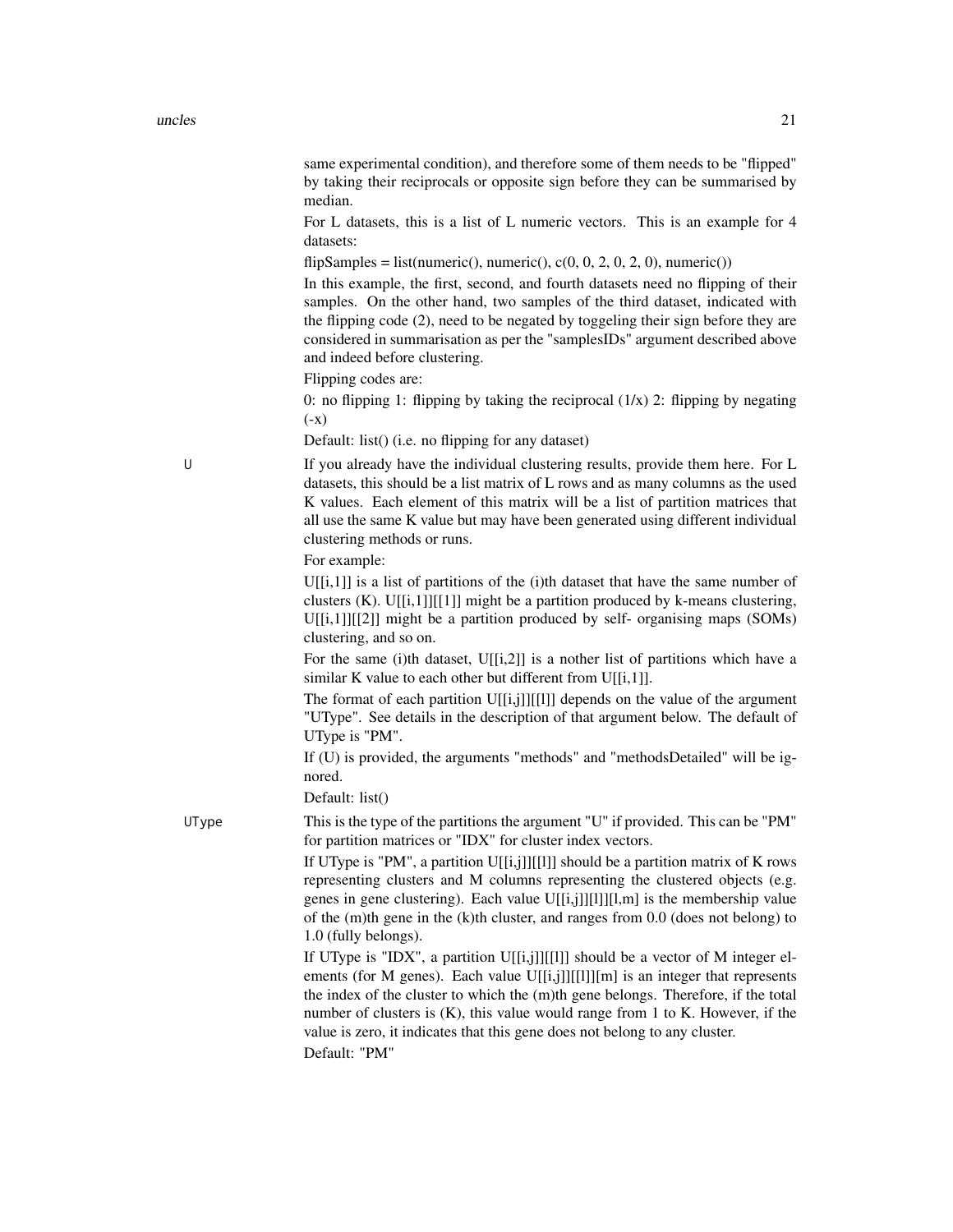same experimental condition), and therefore some of them needs to be "flipped" by taking their reciprocals or opposite sign before they can be summarised by median.

For L datasets, this is a list of L numeric vectors. This is an example for 4 datasets:

flipSamples = list(numeric(), numeric(), c(0, 0, 2, 0, 2, 0), numeric())

In this example, the first, second, and fourth datasets need no flipping of their samples. On the other hand, two samples of the third dataset, indicated with the flipping code (2), need to be negated by toggeling their sign before they are considered in summarisation as per the "samplesIDs" argument described above and indeed before clustering.

Flipping codes are:

0: no flipping 1: flipping by taking the reciprocal (1/x) 2: flipping by negating (-x)

Default: list() (i.e. no flipping for any dataset)

`U` If you already have the individual clustering results, provide them here. For L datasets, this should be a list matrix of L rows and as many columns as the used K values. Each element of this matrix will be a list of partition matrices that all use the same K value but may have been generated using different individual clustering methods or runs.

For example:

U[[i,1]] is a list of partitions of the (i)th dataset that have the same number of clusters (K). U[[i,1]][[1]] might be a partition produced by k-means clustering, U[[i,1]][[2]] might be a partition produced by self- organising maps (SOMs) clustering, and so on.

For the same (i)th dataset, U[[i,2]] is a nother list of partitions which have a similar K value to each other but different from U[[i,1]].

The format of each partition U[[i,j]][[l]] depends on the value of the argument "UType". See details in the description of that argument below. The default of UType is "PM".

If (U) is provided, the arguments "methods" and "methodsDetailed" will be ignored.

Default: list()

`UType` This is the type of the partitions the argument "U" if provided. This can be "PM" for partition matrices or "IDX" for cluster index vectors.

If UType is "PM", a partition U[[i,j]][[l]] should be a partition matrix of K rows representing clusters and M columns representing the clustered objects (e.g. genes in gene clustering). Each value U[[i,j]][[l]][l,m] is the membership value of the (m)th gene in the (k)th cluster, and ranges from 0.0 (does not belong) to 1.0 (fully belongs).

If UType is "IDX", a partition U[[i,j]][[l]] should be a vector of M integer elements (for M genes). Each value U[[i,j]][[l]][m] is an integer that represents the index of the cluster to which the (m)th gene belongs. Therefore, if the total number of clusters is (K), this value would range from 1 to K. However, if the value is zero, it indicates that this gene does not belong to any cluster.

Default: "PM"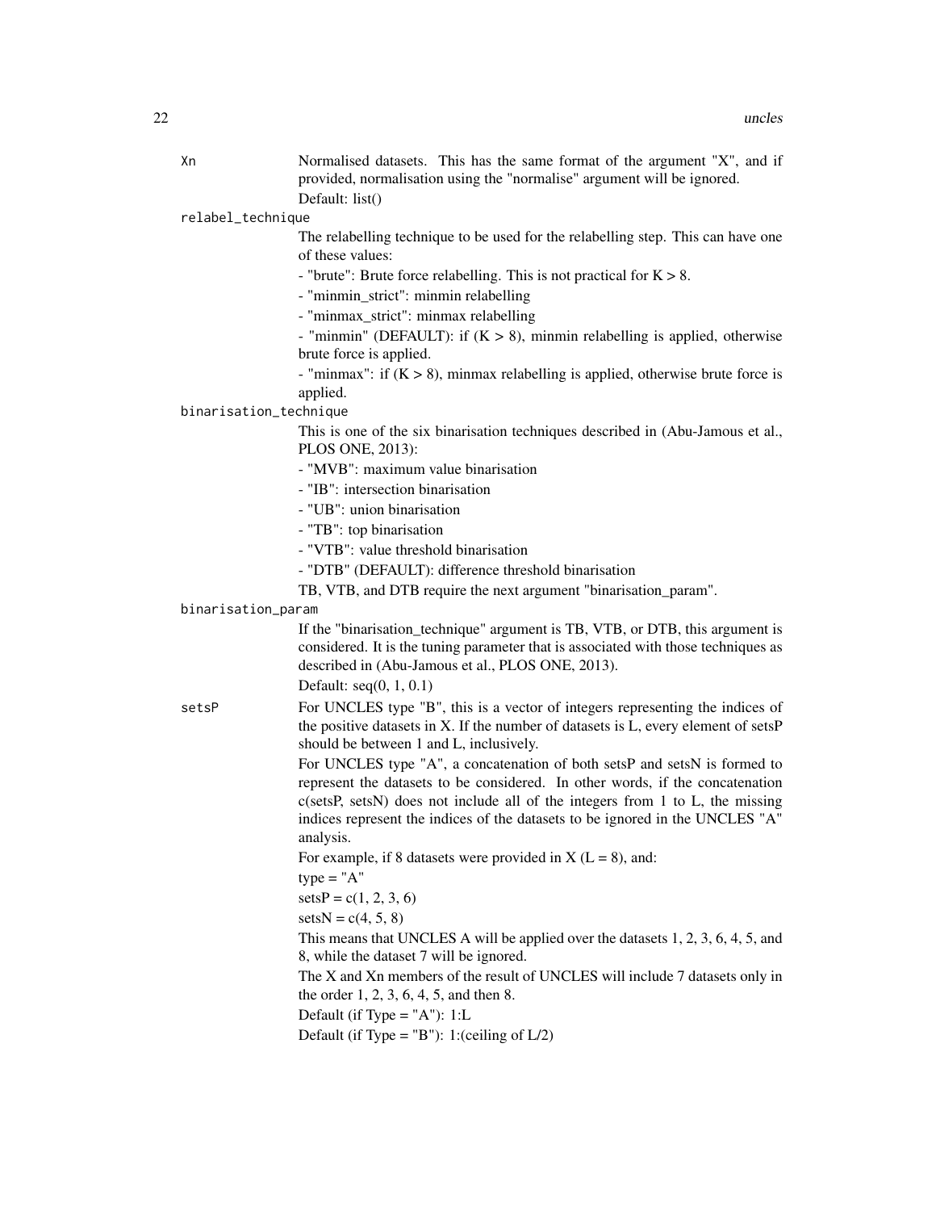`Xn`
: Normalised datasets. This has the same format of the argument "X", and if provided, normalisation using the "normalise" argument will be ignored.
  Default: list()

`relabel_technique`
: The relabelling technique to be used for the relabelling step. This can have one of these values:
  - "brute": Brute force relabelling. This is not practical for K > 8.
  - "minmin_strict": minmin relabelling
  - "minmax_strict": minmax relabelling
  - "minmin" (DEFAULT): if (K > 8), minmin relabelling is applied, otherwise brute force is applied.
  - "minmax": if (K > 8), minmax relabelling is applied, otherwise brute force is applied.

`binarisation_technique`
: This is one of the six binarisation techniques described in (Abu-Jamous et al., PLOS ONE, 2013):
  - "MVB": maximum value binarisation
  - "IB": intersection binarisation
  - "UB": union binarisation
  - "TB": top binarisation
  - "VTB": value threshold binarisation
  - "DTB" (DEFAULT): difference threshold binarisation
  TB, VTB, and DTB require the next argument "binarisation_param".

`binarisation_param`
: If the "binarisation_technique" argument is TB, VTB, or DTB, this argument is considered. It is the tuning parameter that is associated with those techniques as described in (Abu-Jamous et al., PLOS ONE, 2013).
  Default: seq(0, 1, 0.1)

`setsP`
: For UNCLES type "B", this is a vector of integers representing the indices of the positive datasets in X. If the number of datasets is L, every element of setsP should be between 1 and L, inclusively.
  For UNCLES type "A", a concatenation of both setsP and setsN is formed to represent the datasets to be considered. In other words, if the concatenation c(setsP, setsN) does not include all of the integers from 1 to L, the missing indices represent the indices of the datasets to be ignored in the UNCLES "A" analysis.
  For example, if 8 datasets were provided in X (L = 8), and:
  type = "A"
  setsP = c(1, 2, 3, 6)
  setsN = c(4, 5, 8)
  This means that UNCLES A will be applied over the datasets 1, 2, 3, 6, 4, 5, and 8, while the dataset 7 will be ignored.
  The X and Xn members of the result of UNCLES will include 7 datasets only in the order 1, 2, 3, 6, 4, 5, and then 8.
  Default (if Type = "A"): 1:L
  Default (if Type = "B"): 1:(ceiling of L/2)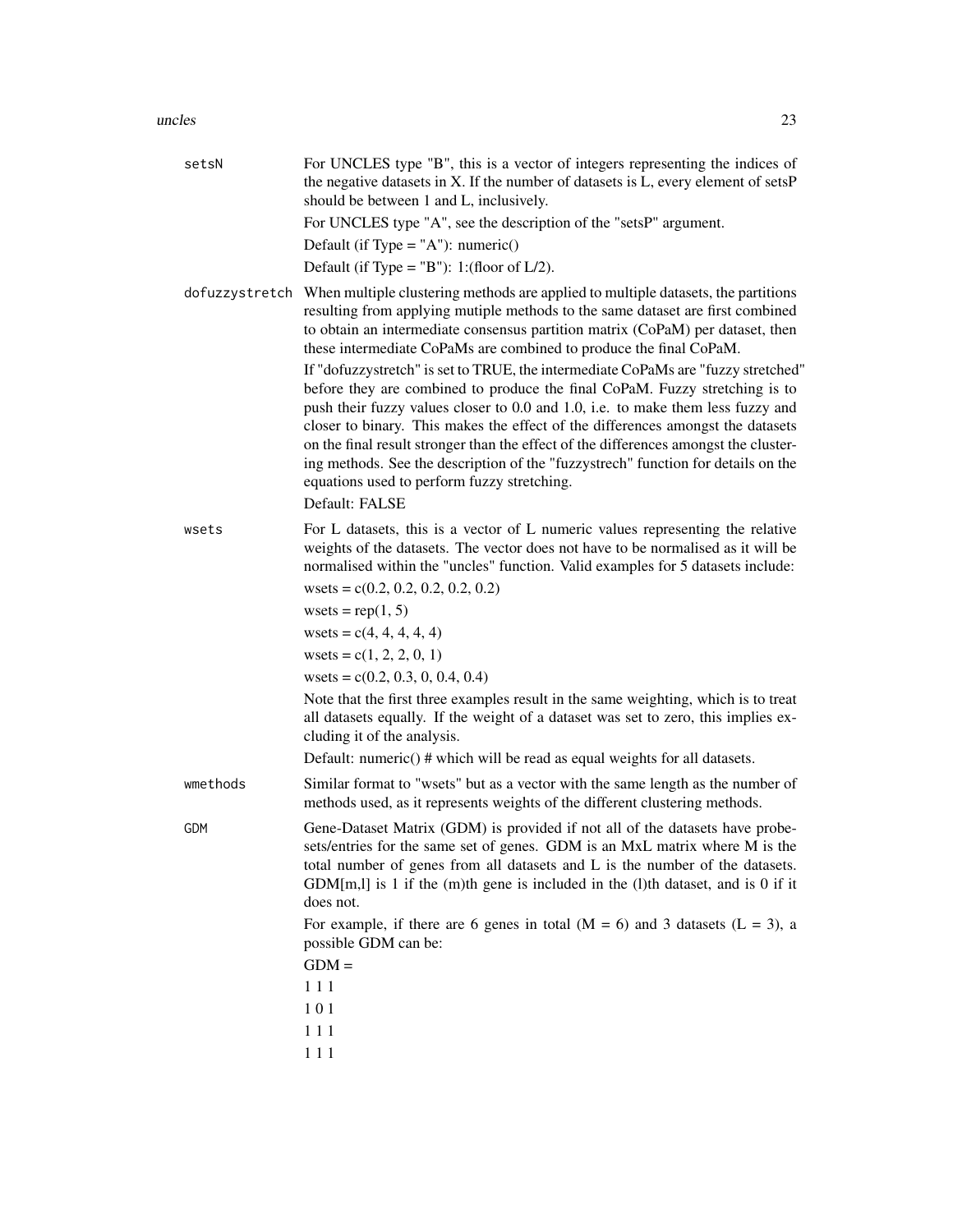**setsN**

For UNCLES type "B", this is a vector of integers representing the indices of the negative datasets in X. If the number of datasets is L, every element of setsP should be between 1 and L, inclusively.

For UNCLES type "A", see the description of the "setsP" argument.

Default (if Type = "A"): numeric()

Default (if Type = "B"): 1:(floor of L/2).

**dofuzzystretch**

When multiple clustering methods are applied to multiple datasets, the partitions resulting from applying mutiple methods to the same dataset are first combined to obtain an intermediate consensus partition matrix (CoPaM) per dataset, then these intermediate CoPaMs are combined to produce the final CoPaM.

If "dofuzzystretch" is set to TRUE, the intermediate CoPaMs are "fuzzy stretched" before they are combined to produce the final CoPaM. Fuzzy stretching is to push their fuzzy values closer to 0.0 and 1.0, i.e. to make them less fuzzy and closer to binary. This makes the effect of the differences amongst the datasets on the final result stronger than the effect of the differences amongst the clustering methods. See the description of the "fuzzystrech" function for details on the equations used to perform fuzzy stretching.

Default: FALSE

**wsets**

For L datasets, this is a vector of L numeric values representing the relative weights of the datasets. The vector does not have to be normalised as it will be normalised within the "uncles" function. Valid examples for 5 datasets include:

wsets = c(0.2, 0.2, 0.2, 0.2, 0.2)

wsets = rep(1, 5)

wsets = c(4, 4, 4, 4, 4)

wsets = c(1, 2, 2, 0, 1)

wsets = c(0.2, 0.3, 0, 0.4, 0.4)

Note that the first three examples result in the same weighting, which is to treat all datasets equally. If the weight of a dataset was set to zero, this implies excluding it of the analysis.

Default: numeric() # which will be read as equal weights for all datasets.

**wmethods**

Similar format to "wsets" but as a vector with the same length as the number of methods used, as it represents weights of the different clustering methods.

**GDM**

Gene-Dataset Matrix (GDM) is provided if not all of the datasets have probesets/entries for the same set of genes. GDM is an MxL matrix where M is the total number of genes from all datasets and L is the number of the datasets. GDM[m,l] is 1 if the (m)th gene is included in the (l)th dataset, and is 0 if it does not.

For example, if there are 6 genes in total (M = 6) and 3 datasets (L = 3), a possible GDM can be:

GDM =

1 1 1

1 0 1

1 1 1

1 1 1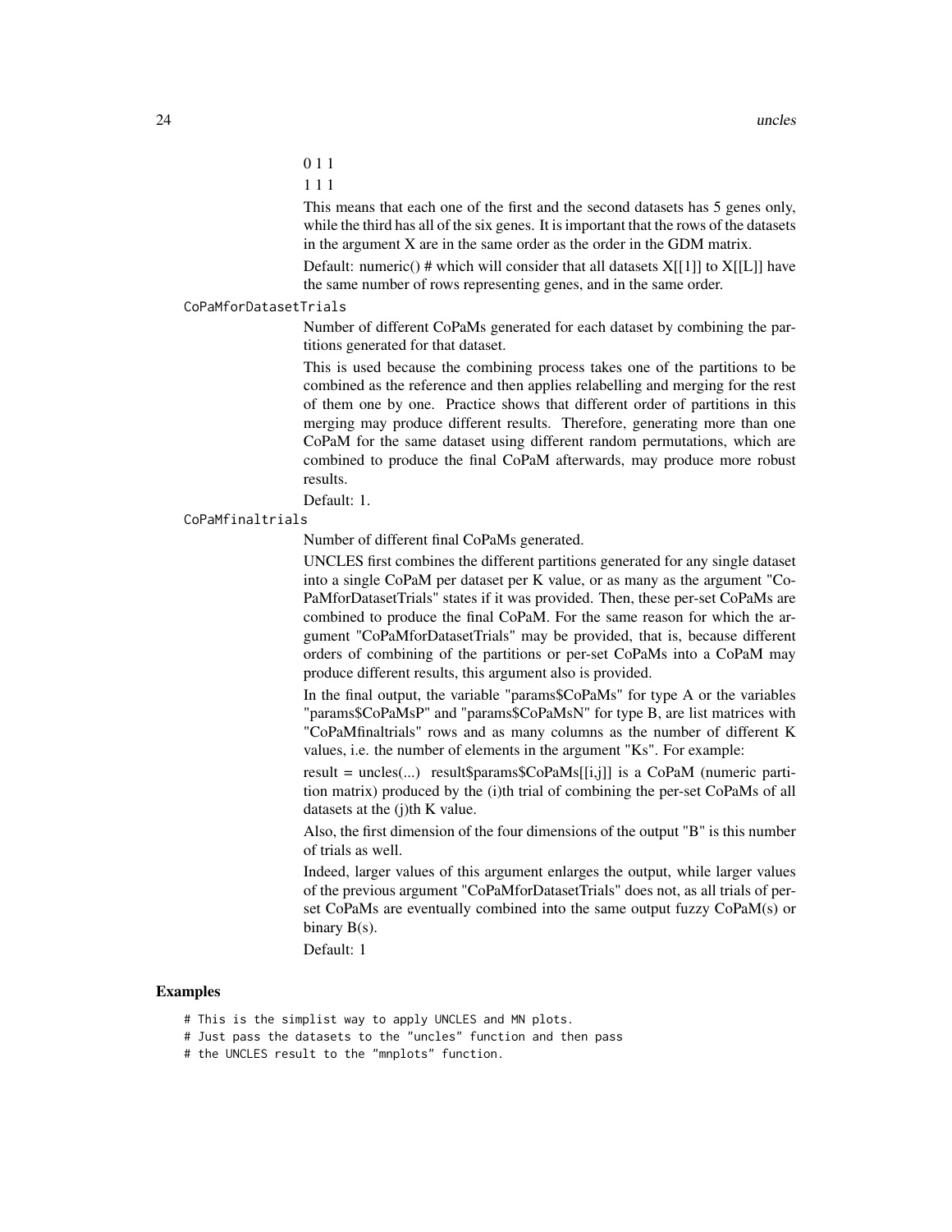0 1 1

1 1 1

This means that each one of the first and the second datasets has 5 genes only, while the third has all of the six genes. It is important that the rows of the datasets in the argument X are in the same order as the order in the GDM matrix.

Default: numeric() # which will consider that all datasets X[[1]] to X[[L]] have the same number of rows representing genes, and in the same order.

`CoPaMforDatasetTrials`

Number of different CoPaMs generated for each dataset by combining the partitions generated for that dataset.

This is used because the combining process takes one of the partitions to be combined as the reference and then applies relabelling and merging for the rest of them one by one. Practice shows that different order of partitions in this merging may produce different results. Therefore, generating more than one CoPaM for the same dataset using different random permutations, which are combined to produce the final CoPaM afterwards, may produce more robust results.

Default: 1.

`CoPaMfinaltrials`

Number of different final CoPaMs generated.

UNCLES first combines the different partitions generated for any single dataset into a single CoPaM per dataset per K value, or as many as the argument "CoPaMforDatasetTrials" states if it was provided. Then, these per-set CoPaMs are combined to produce the final CoPaM. For the same reason for which the argument "CoPaMforDatasetTrials" may be provided, that is, because different orders of combining of the partitions or per-set CoPaMs into a CoPaM may produce different results, this argument also is provided.

In the final output, the variable "params$CoPaMs" for type A or the variables "params$CoPaMsP" and "params$CoPaMsN" for type B, are list matrices with "CoPaMfinaltrials" rows and as many columns as the number of different K values, i.e. the number of elements in the argument "Ks". For example:

result = uncles(...) result$params$CoPaMs[[i,j]] is a CoPaM (numeric partition matrix) produced by the (i)th trial of combining the per-set CoPaMs of all datasets at the (j)th K value.

Also, the first dimension of the four dimensions of the output "B" is this number of trials as well.

Indeed, larger values of this argument enlarges the output, while larger values of the previous argument "CoPaMforDatasetTrials" does not, as all trials of per-set CoPaMs are eventually combined into the same output fuzzy CoPaM(s) or binary B(s).

Default: 1

## Examples

```
# This is the simplist way to apply UNCLES and MN plots.
# Just pass the datasets to the "uncles" function and then pass
# the UNCLES result to the "mnplots" function.
```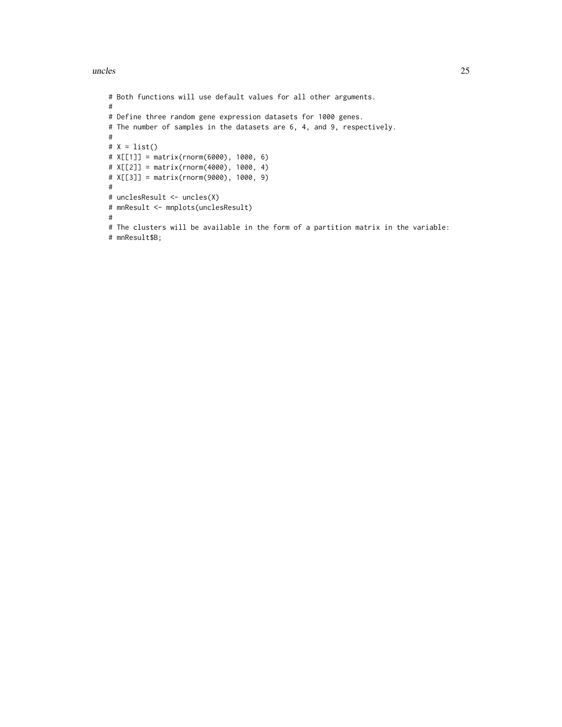```
# Both functions will use default values for all other arguments.
#
# Define three random gene expression datasets for 1000 genes.
# The number of samples in the datasets are 6, 4, and 9, respectively.
#
# X = list()
# X[[1]] = matrix(rnorm(6000), 1000, 6)
# X[[2]] = matrix(rnorm(4000), 1000, 4)
# X[[3]] = matrix(rnorm(9000), 1000, 9)
#
# unclesResult <- uncles(X)
# mnResult <- mnplots(unclesResult)
#
# The clusters will be available in the form of a partition matrix in the variable:
# mnResult$B;
```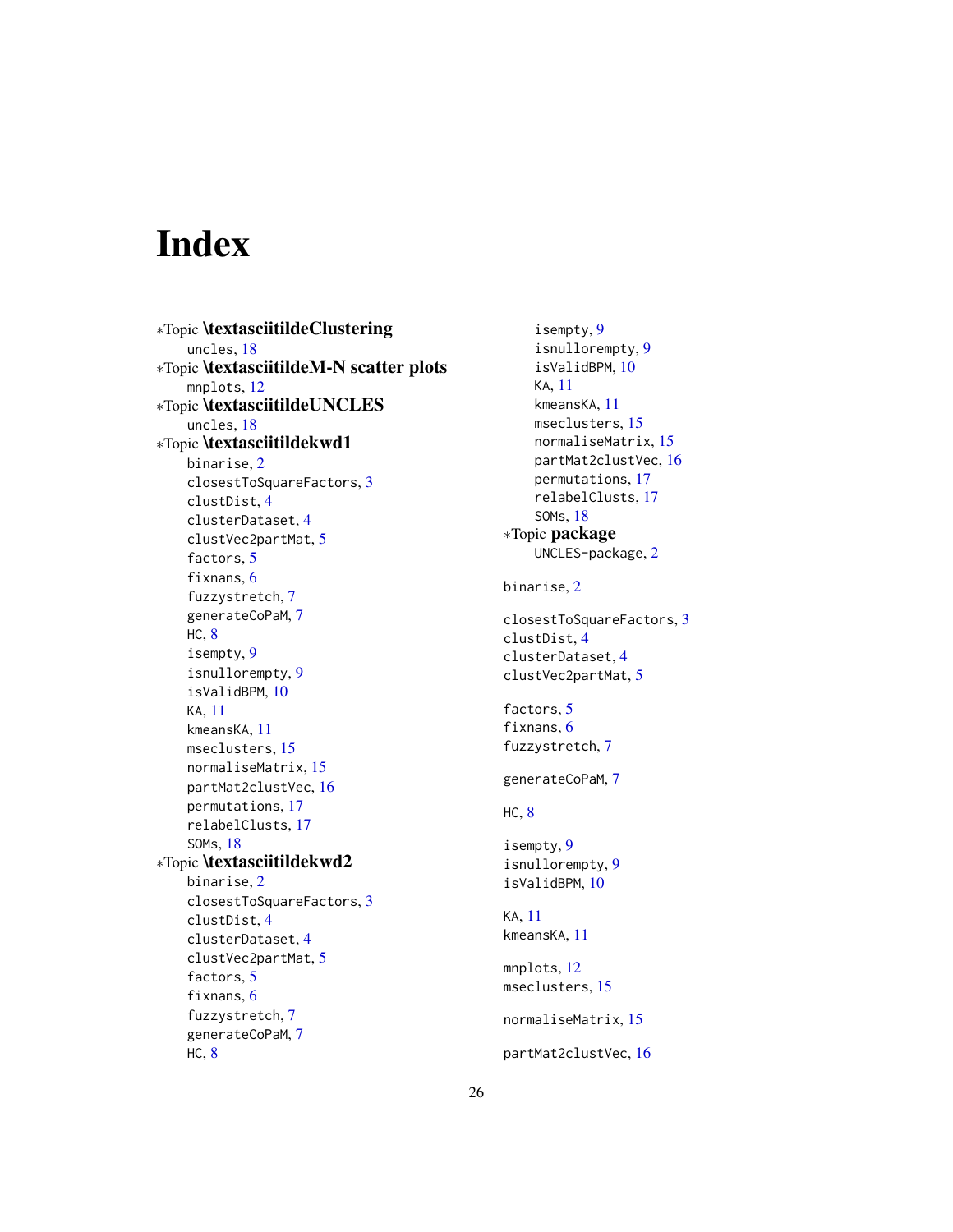# Index

∗Topic **\textasciitildeClustering**

uncles, 18

∗Topic **\textasciitildeM-N scatter plots**

mnplots, 12

∗Topic **\textasciitildeUNCLES**

uncles, 18

∗Topic **\textasciitildekwd1**

binarise, 2
closestToSquareFactors, 3
clustDist, 4
clusterDataset, 4
clustVec2partMat, 5
factors, 5
fixnans, 6
fuzzystretch, 7
generateCoPaM, 7
HC, 8
isempty, 9
isnullorempty, 9
isValidBPM, 10
KA, 11
kmeansKA, 11
mseclusters, 15
normaliseMatrix, 15
partMat2clustVec, 16
permutations, 17
relabelClusts, 17
SOMs, 18

∗Topic **\textasciitildekwd2**

binarise, 2
closestToSquareFactors, 3
clustDist, 4
clusterDataset, 4
clustVec2partMat, 5
factors, 5
fixnans, 6
fuzzystretch, 7
generateCoPaM, 7
HC, 8
isempty, 9
isnullorempty, 9
isValidBPM, 10
KA, 11
kmeansKA, 11
mseclusters, 15
normaliseMatrix, 15
partMat2clustVec, 16
permutations, 17
relabelClusts, 17
SOMs, 18

∗Topic **package**

UNCLES-package, 2

binarise, 2

closestToSquareFactors, 3
clustDist, 4
clusterDataset, 4
clustVec2partMat, 5

factors, 5
fixnans, 6
fuzzystretch, 7

generateCoPaM, 7

HC, 8

isempty, 9
isnullorempty, 9
isValidBPM, 10

KA, 11
kmeansKA, 11

mnplots, 12
mseclusters, 15

normaliseMatrix, 15

partMat2clustVec, 16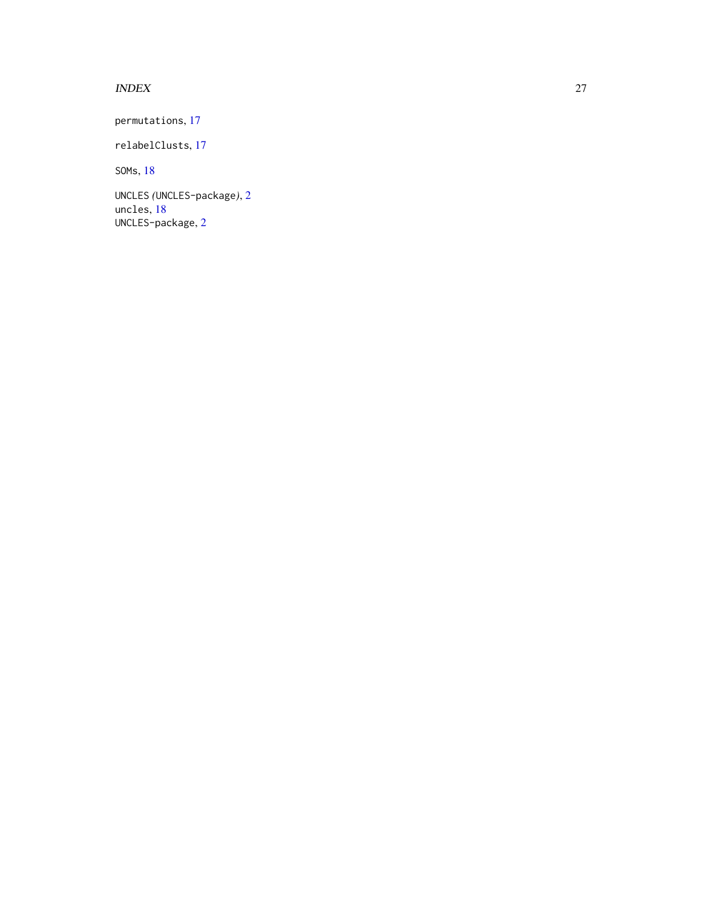permutations, 17

relabelClusts, 17

SOMs, 18

UNCLES *(*UNCLES-package*)*, 2
uncles, 18
UNCLES-package, 2